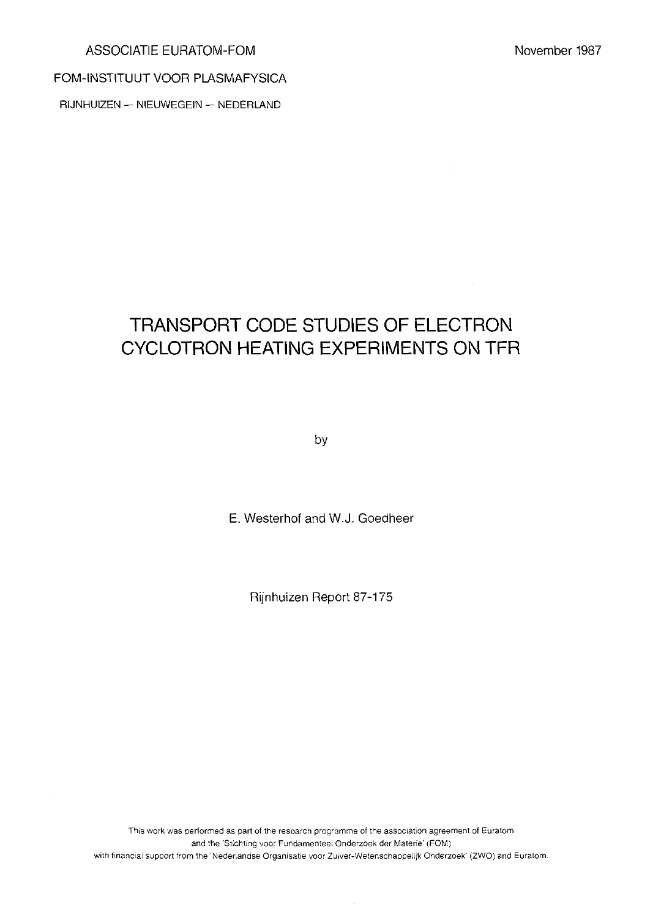ASSOCIATIE EURATOM-FOM

November 1987

FOM-INSTITUUT VOOR PLASMAFYSICA

RIJNHUIZEN — NIEUWEGEIN — NEDERLAND

# TRANSPORT CODE STUDIES OF ELECTRON CYCLOTRON HEATING EXPERIMENTS ON TFR

by

E. Westerhof and W.J. Goedheer

Rijnhuizen Report 87-175

This work was performed as part of the research programme of the association agreement of Euratom and the 'Stichting voor Fundamenteel Onderzoek der Materie' (FOM) with financial support from the 'Nederlandse Organisatie voor Zuiver-Wetenschappelijk Onderzoek' (ZWO) and Euratom.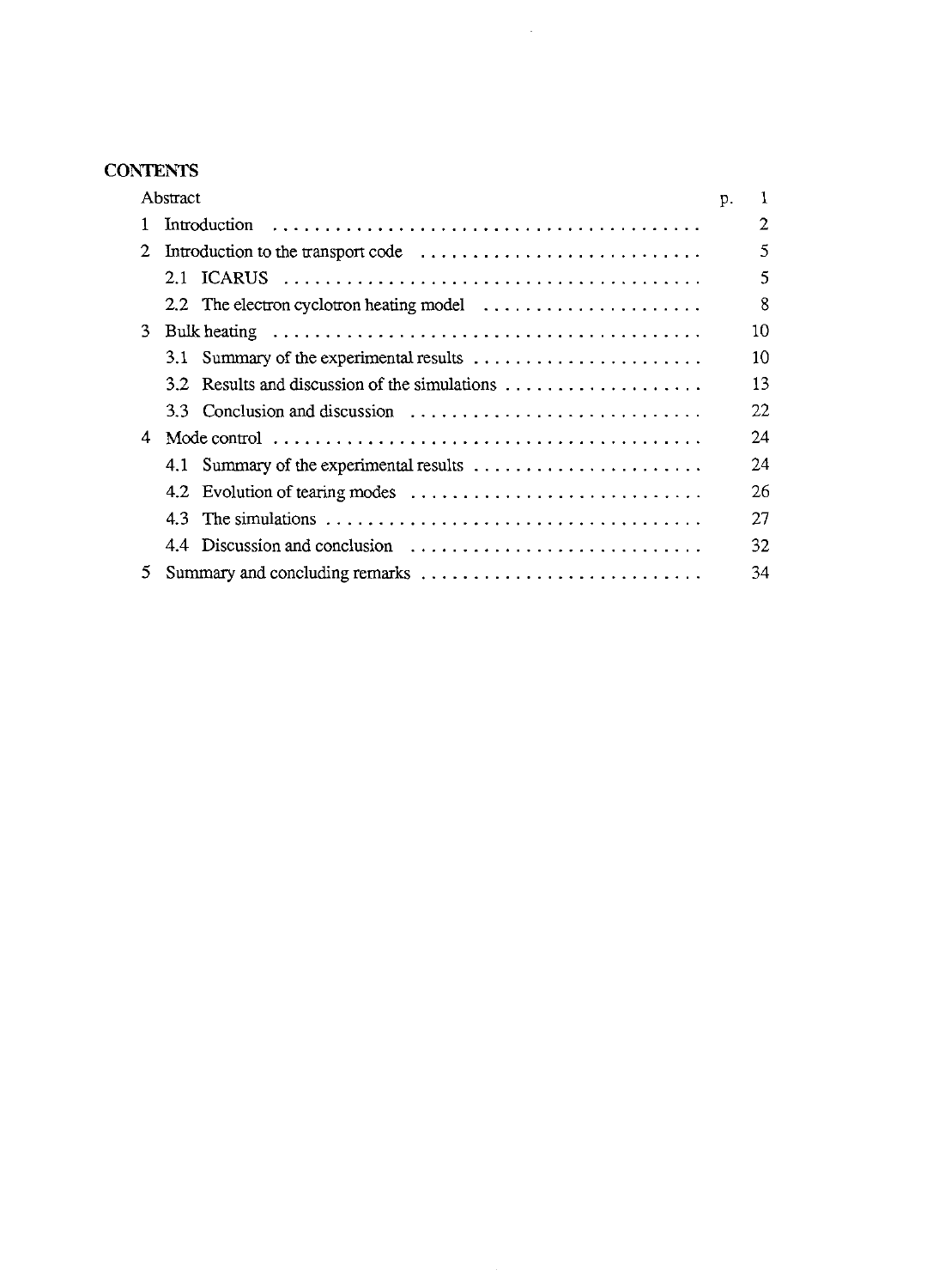**CONTENTS**

| | | p. |
|---|---|---|
| | Abstract | 1 |
| 1 | Introduction | 2 |
| 2 | Introduction to the transport code | 5 |
| | 2.1 ICARUS | 5 |
| | 2.2 The electron cyclotron heating model | 8 |
| 3 | Bulk heating | 10 |
| | 3.1 Summary of the experimental results | 10 |
| | 3.2 Results and discussion of the simulations | 13 |
| | 3.3 Conclusion and discussion | 22 |
| 4 | Mode control | 24 |
| | 4.1 Summary of the experimental results | 24 |
| | 4.2 Evolution of tearing modes | 26 |
| | 4.3 The simulations | 27 |
| | 4.4 Discussion and conclusion | 32 |
| 5 | Summary and concluding remarks | 34 |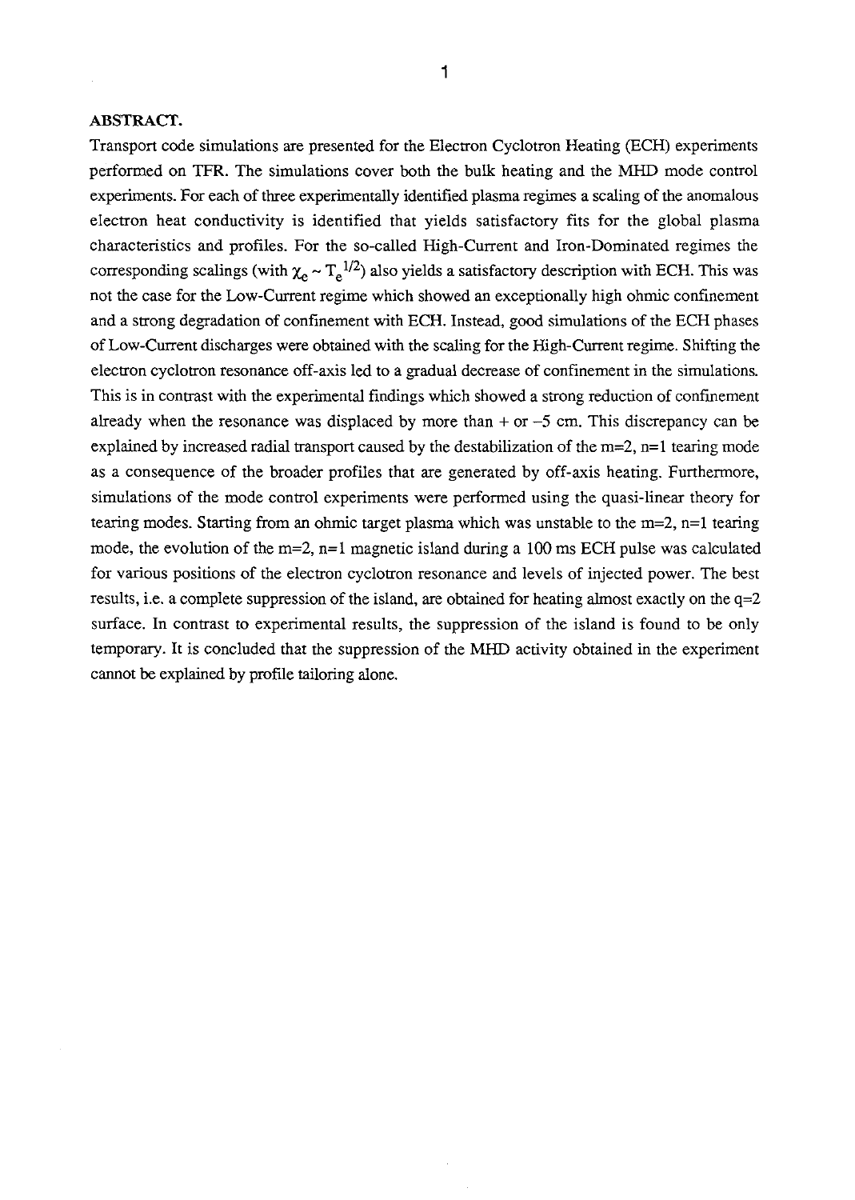**ABSTRACT.**

Transport code simulations are presented for the Electron Cyclotron Heating (ECH) experiments performed on TFR. The simulations cover both the bulk heating and the MHD mode control experiments. For each of three experimentally identified plasma regimes a scaling of the anomalous electron heat conductivity is identified that yields satisfactory fits for the global plasma characteristics and profiles. For the so-called High-Current and Iron-Dominated regimes the corresponding scalings (with $\chi_e \sim T_e^{1/2}$) also yields a satisfactory description with ECH. This was not the case for the Low-Current regime which showed an exceptionally high ohmic confinement and a strong degradation of confinement with ECH. Instead, good simulations of the ECH phases of Low-Current discharges were obtained with the scaling for the High-Current regime. Shifting the electron cyclotron resonance off-axis led to a gradual decrease of confinement in the simulations. This is in contrast with the experimental findings which showed a strong reduction of confinement already when the resonance was displaced by more than + or –5 cm. This discrepancy can be explained by increased radial transport caused by the destabilization of the m=2, n=1 tearing mode as a consequence of the broader profiles that are generated by off-axis heating. Furthermore, simulations of the mode control experiments were performed using the quasi-linear theory for tearing modes. Starting from an ohmic target plasma which was unstable to the m=2, n=1 tearing mode, the evolution of the m=2, n=1 magnetic island during a 100 ms ECH pulse was calculated for various positions of the electron cyclotron resonance and levels of injected power. The best results, i.e. a complete suppression of the island, are obtained for heating almost exactly on the q=2 surface. In contrast to experimental results, the suppression of the island is found to be only temporary. It is concluded that the suppression of the MHD activity obtained in the experiment cannot be explained by profile tailoring alone.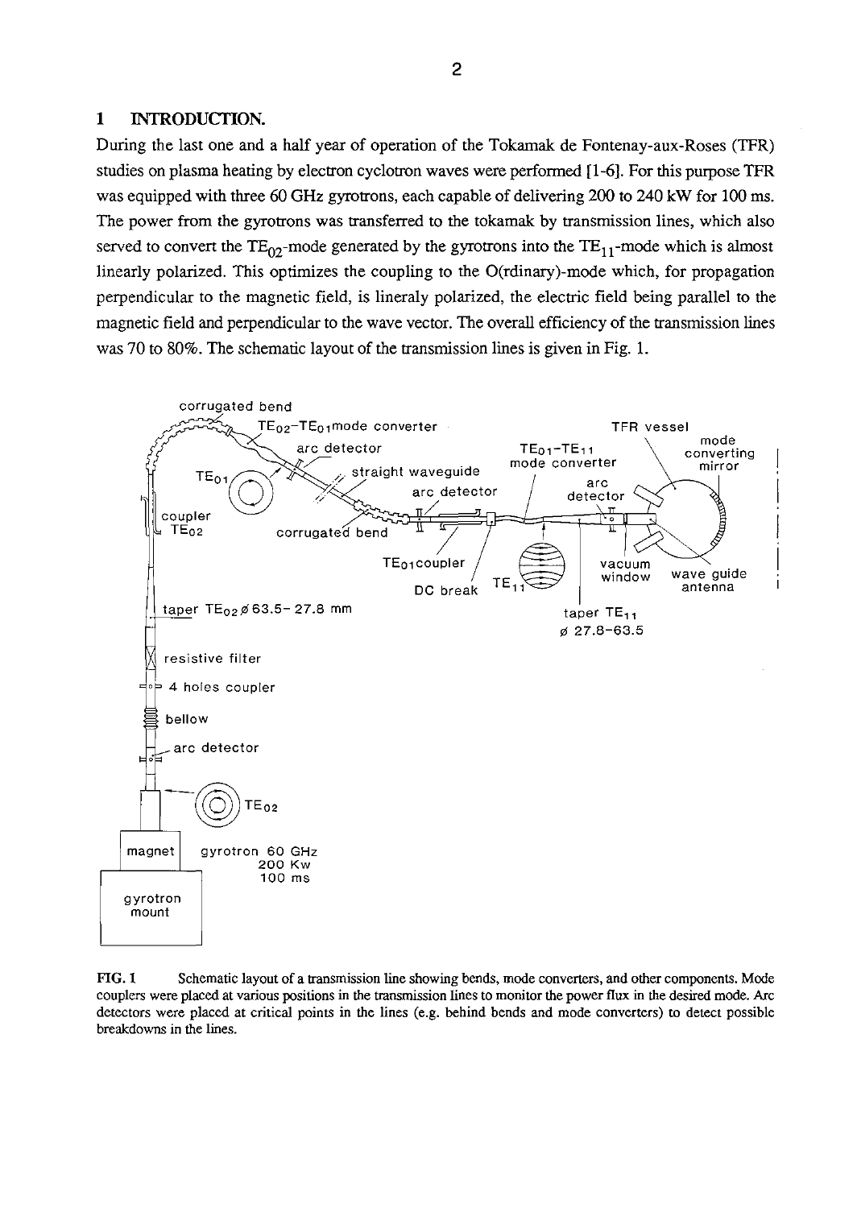## 1 INTRODUCTION.

During the last one and a half year of operation of the Tokamak de Fontenay-aux-Roses (TFR) studies on plasma heating by electron cyclotron waves were performed [1-6]. For this purpose TFR was equipped with three 60 GHz gyrotrons, each capable of delivering 200 to 240 kW for 100 ms. The power from the gyrotrons was transferred to the tokamak by transmission lines, which also served to convert the $TE_{02}$-mode generated by the gyrotrons into the $TE_{11}$-mode which is almost linearly polarized. This optimizes the coupling to the O(rdinary)-mode which, for propagation perpendicular to the magnetic field, is lineraly polarized, the electric field being parallel to the magnetic field and perpendicular to the wave vector. The overall efficiency of the transmission lines was 70 to 80%. The schematic layout of the transmission lines is given in Fig. 1.

**FIG. 1** Schematic layout of a transmission line showing bends, mode converters, and other components. Mode couplers were placed at various positions in the transmission lines to monitor the power flux in the desired mode. Arc detectors were placed at critical points in the lines (e.g. behind bends and mode converters) to detect possible breakdowns in the lines.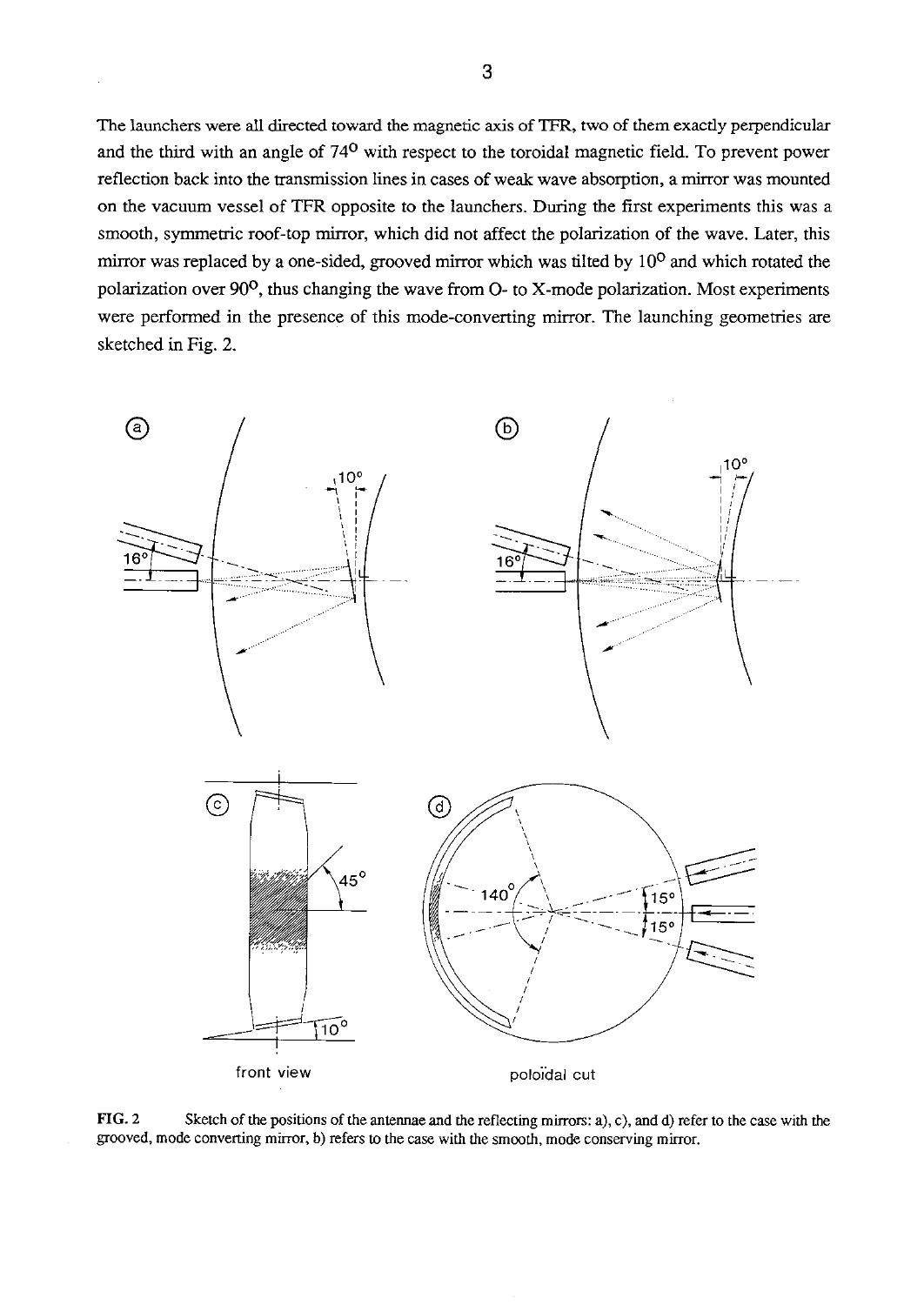The launchers were all directed toward the magnetic axis of TFR, two of them exactly perpendicular and the third with an angle of 74° with respect to the toroidal magnetic field. To prevent power reflection back into the transmission lines in cases of weak wave absorption, a mirror was mounted on the vacuum vessel of TFR opposite to the launchers. During the first experiments this was a smooth, symmetric roof-top mirror, which did not affect the polarization of the wave. Later, this mirror was replaced by a one-sided, grooved mirror which was tilted by 10° and which rotated the polarization over 90°, thus changing the wave from O- to X-mode polarization. Most experiments were performed in the presence of this mode-converting mirror. The launching geometries are sketched in Fig. 2.

**FIG. 2** Sketch of the positions of the antennae and the reflecting mirrors: a), c), and d) refer to the case with the grooved, mode converting mirror, b) refers to the case with the smooth, mode conserving mirror.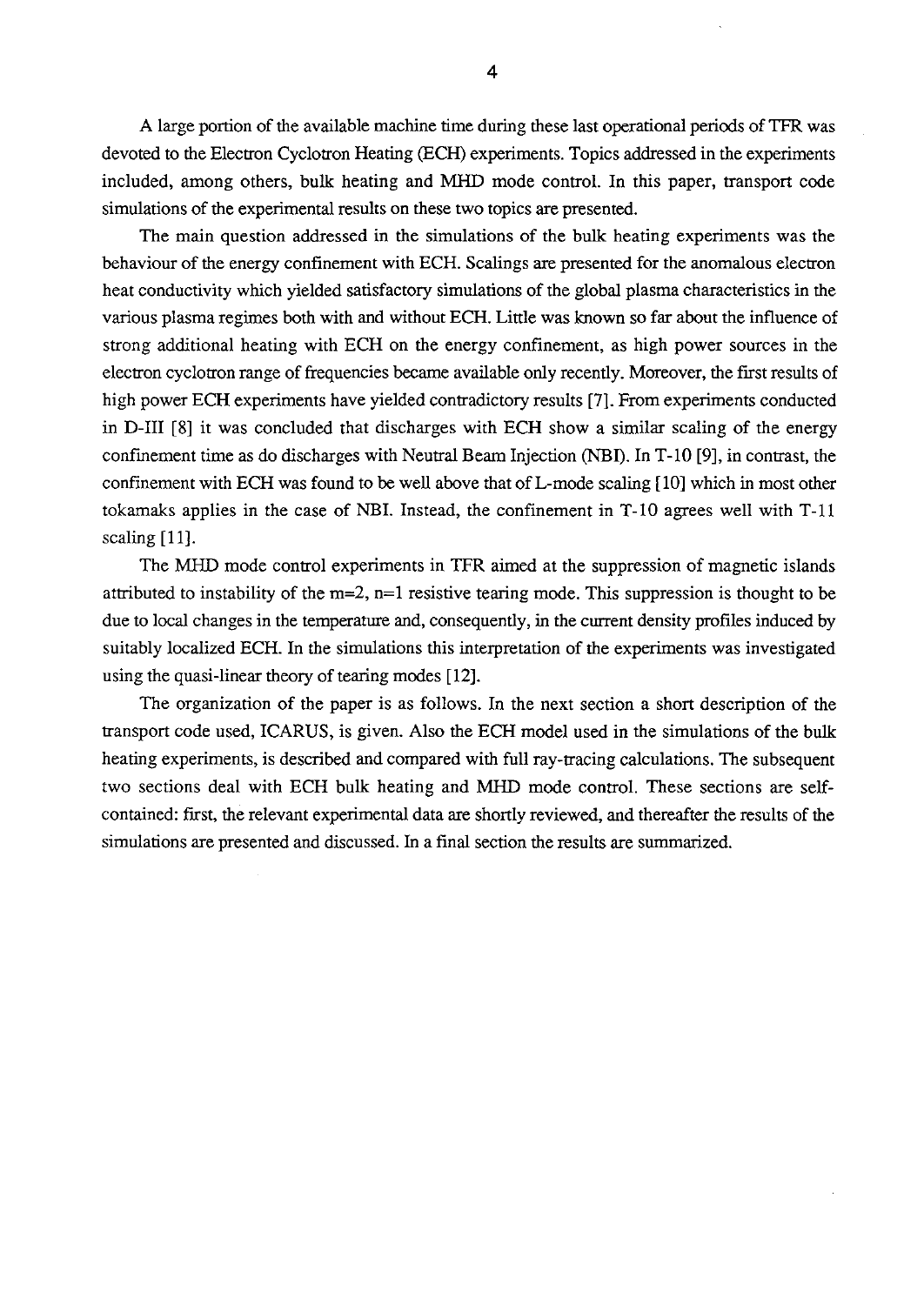A large portion of the available machine time during these last operational periods of TFR was devoted to the Electron Cyclotron Heating (ECH) experiments. Topics addressed in the experiments included, among others, bulk heating and MHD mode control. In this paper, transport code simulations of the experimental results on these two topics are presented.

The main question addressed in the simulations of the bulk heating experiments was the behaviour of the energy confinement with ECH. Scalings are presented for the anomalous electron heat conductivity which yielded satisfactory simulations of the global plasma characteristics in the various plasma regimes both with and without ECH. Little was known so far about the influence of strong additional heating with ECH on the energy confinement, as high power sources in the electron cyclotron range of frequencies became available only recently. Moreover, the first results of high power ECH experiments have yielded contradictory results [7]. From experiments conducted in D-III [8] it was concluded that discharges with ECH show a similar scaling of the energy confinement time as do discharges with Neutral Beam Injection (NBI). In T-10 [9], in contrast, the confinement with ECH was found to be well above that of L-mode scaling [10] which in most other tokamaks applies in the case of NBI. Instead, the confinement in T-10 agrees well with T-11 scaling [11].

The MHD mode control experiments in TFR aimed at the suppression of magnetic islands attributed to instability of the m=2, n=1 resistive tearing mode. This suppression is thought to be due to local changes in the temperature and, consequently, in the current density profiles induced by suitably localized ECH. In the simulations this interpretation of the experiments was investigated using the quasi-linear theory of tearing modes [12].

The organization of the paper is as follows. In the next section a short description of the transport code used, ICARUS, is given. Also the ECH model used in the simulations of the bulk heating experiments, is described and compared with full ray-tracing calculations. The subsequent two sections deal with ECH bulk heating and MHD mode control. These sections are self-contained: first, the relevant experimental data are shortly reviewed, and thereafter the results of the simulations are presented and discussed. In a final section the results are summarized.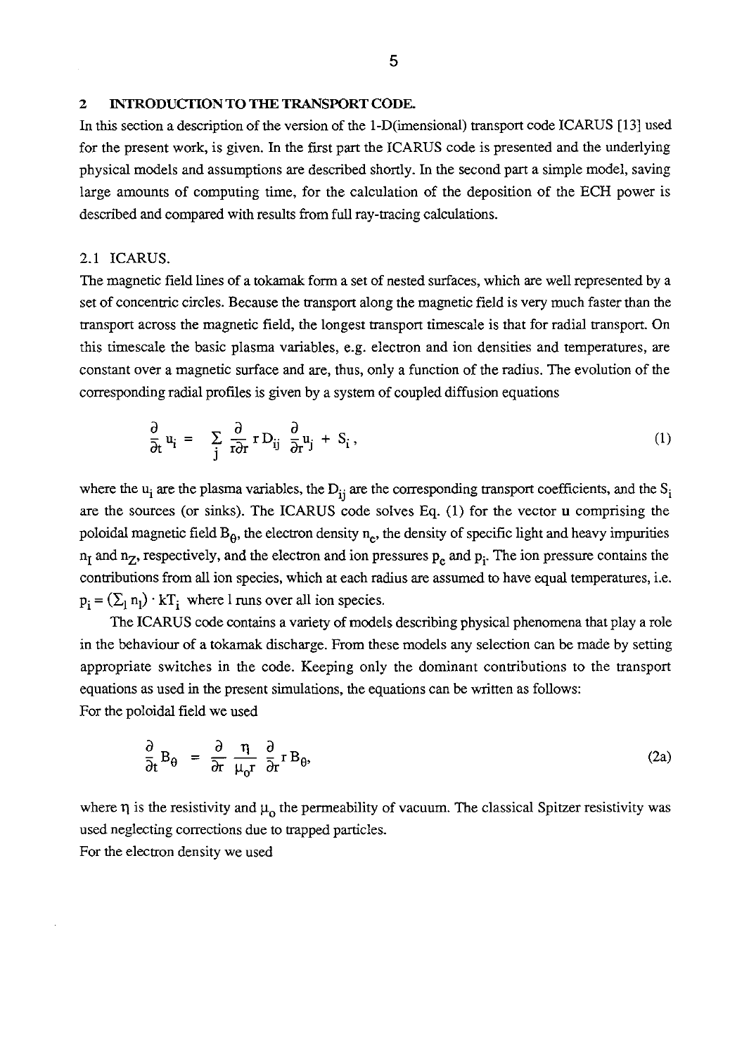## 2 INTRODUCTION TO THE TRANSPORT CODE.

In this section a description of the version of the 1-D(imensional) transport code ICARUS [13] used for the present work, is given. In the first part the ICARUS code is presented and the underlying physical models and assumptions are described shortly. In the second part a simple model, saving large amounts of computing time, for the calculation of the deposition of the ECH power is described and compared with results from full ray-tracing calculations.

### 2.1 ICARUS.

The magnetic field lines of a tokamak form a set of nested surfaces, which are well represented by a set of concentric circles. Because the transport along the magnetic field is very much faster than the transport across the magnetic field, the longest transport timescale is that for radial transport. On this timescale the basic plasma variables, e.g. electron and ion densities and temperatures, are constant over a magnetic surface and are, thus, only a function of the radius. The evolution of the corresponding radial profiles is given by a system of coupled diffusion equations

$$\frac{\partial}{\partial t} u_i = \sum_j \frac{\partial}{r \partial r} r D_{ij} \frac{\partial}{\partial r} u_j + S_i , \tag{1}$$

where the $u_i$ are the plasma variables, the $D_{ij}$ are the corresponding transport coefficients, and the $S_i$ are the sources (or sinks). The ICARUS code solves Eq. (1) for the vector **u** comprising the poloidal magnetic field $B_\theta$, the electron density $n_e$, the density of specific light and heavy impurities $n_I$ and $n_Z$, respectively, and the electron and ion pressures $p_e$ and $p_i$. The ion pressure contains the contributions from all ion species, which at each radius are assumed to have equal temperatures, i.e. $p_i = (\Sigma_l n_l) \cdot kT_i$ where l runs over all ion species.

The ICARUS code contains a variety of models describing physical phenomena that play a role in the behaviour of a tokamak discharge. From these models any selection can be made by setting appropriate switches in the code. Keeping only the dominant contributions to the transport equations as used in the present simulations, the equations can be written as follows:

For the poloidal field we used

$$\frac{\partial}{\partial t} B_\theta = \frac{\partial}{\partial r} \frac{\eta}{\mu_o r} \frac{\partial}{\partial r} r B_\theta, \tag{2a}$$

where $\eta$ is the resistivity and $\mu_o$ the permeability of vacuum. The classical Spitzer resistivity was used neglecting corrections due to trapped particles.

For the electron density we used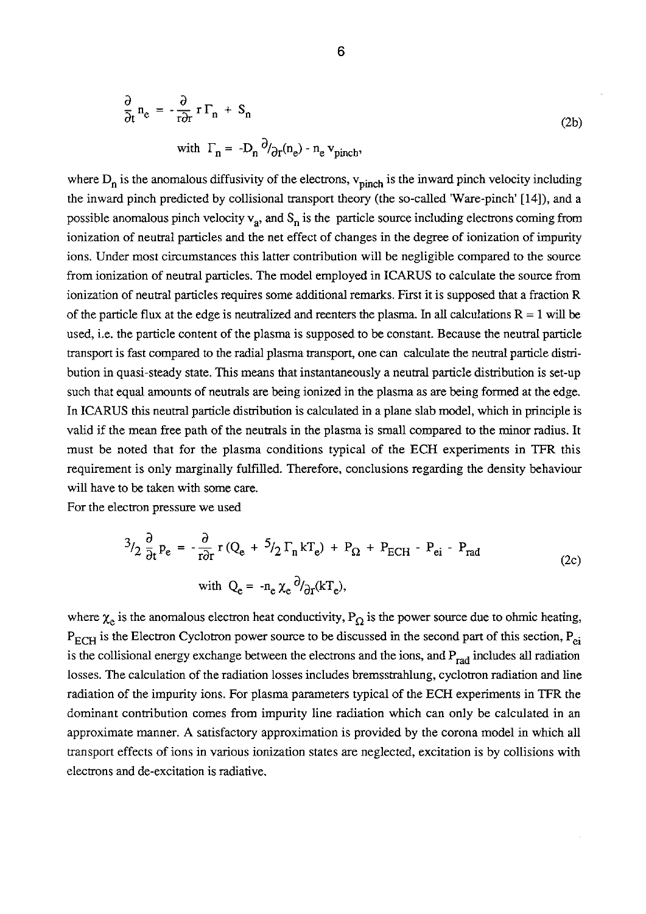$$\frac{\partial}{\partial t} n_e = -\frac{\partial}{r\partial r} r\Gamma_n + S_n \tag{2b}$$

$$\text{with } \Gamma_n = -D_n \,{}^{\partial}\!/_{\partial r}(n_e) - n_e v_{pinch},$$

where $D_n$ is the anomalous diffusivity of the electrons, $v_{pinch}$ is the inward pinch velocity including the inward pinch predicted by collisional transport theory (the so-called 'Ware-pinch' [14]), and a possible anomalous pinch velocity $v_a$, and $S_n$ is the particle source including electrons coming from ionization of neutral particles and the net effect of changes in the degree of ionization of impurity ions. Under most circumstances this latter contribution will be negligible compared to the source from ionization of neutral particles. The model employed in ICARUS to calculate the source from ionization of neutral particles requires some additional remarks. First it is supposed that a fraction R of the particle flux at the edge is neutralized and reenters the plasma. In all calculations R = 1 will be used, i.e. the particle content of the plasma is supposed to be constant. Because the neutral particle transport is fast compared to the radial plasma transport, one can calculate the neutral particle distribution in quasi-steady state. This means that instantaneously a neutral particle distribution is set-up such that equal amounts of neutrals are being ionized in the plasma as are being formed at the edge. In ICARUS this neutral particle distribution is calculated in a plane slab model, which in principle is valid if the mean free path of the neutrals in the plasma is small compared to the minor radius. It must be noted that for the plasma conditions typical of the ECH experiments in TFR this requirement is only marginally fulfilled. Therefore, conclusions regarding the density behaviour will have to be taken with some care.

For the electron pressure we used

$$3/_2 \frac{\partial}{\partial t} p_e = -\frac{\partial}{r\partial r} r\,(Q_e + 5/_2\, \Gamma_n kT_e) + P_\Omega + P_{ECH} - P_{ei} - P_{rad} \tag{2c}$$

$$\text{with } Q_e = -n_e \chi_e \,{}^{\partial}\!/_{\partial r}(kT_e),$$

where $\chi_e$ is the anomalous electron heat conductivity, $P_\Omega$ is the power source due to ohmic heating, $P_{ECH}$ is the Electron Cyclotron power source to be discussed in the second part of this section, $P_{ei}$ is the collisional energy exchange between the electrons and the ions, and $P_{rad}$ includes all radiation losses. The calculation of the radiation losses includes bremsstrahlung, cyclotron radiation and line radiation of the impurity ions. For plasma parameters typical of the ECH experiments in TFR the dominant contribution comes from impurity line radiation which can only be calculated in an approximate manner. A satisfactory approximation is provided by the corona model in which all transport effects of ions in various ionization states are neglected, excitation is by collisions with electrons and de-excitation is radiative.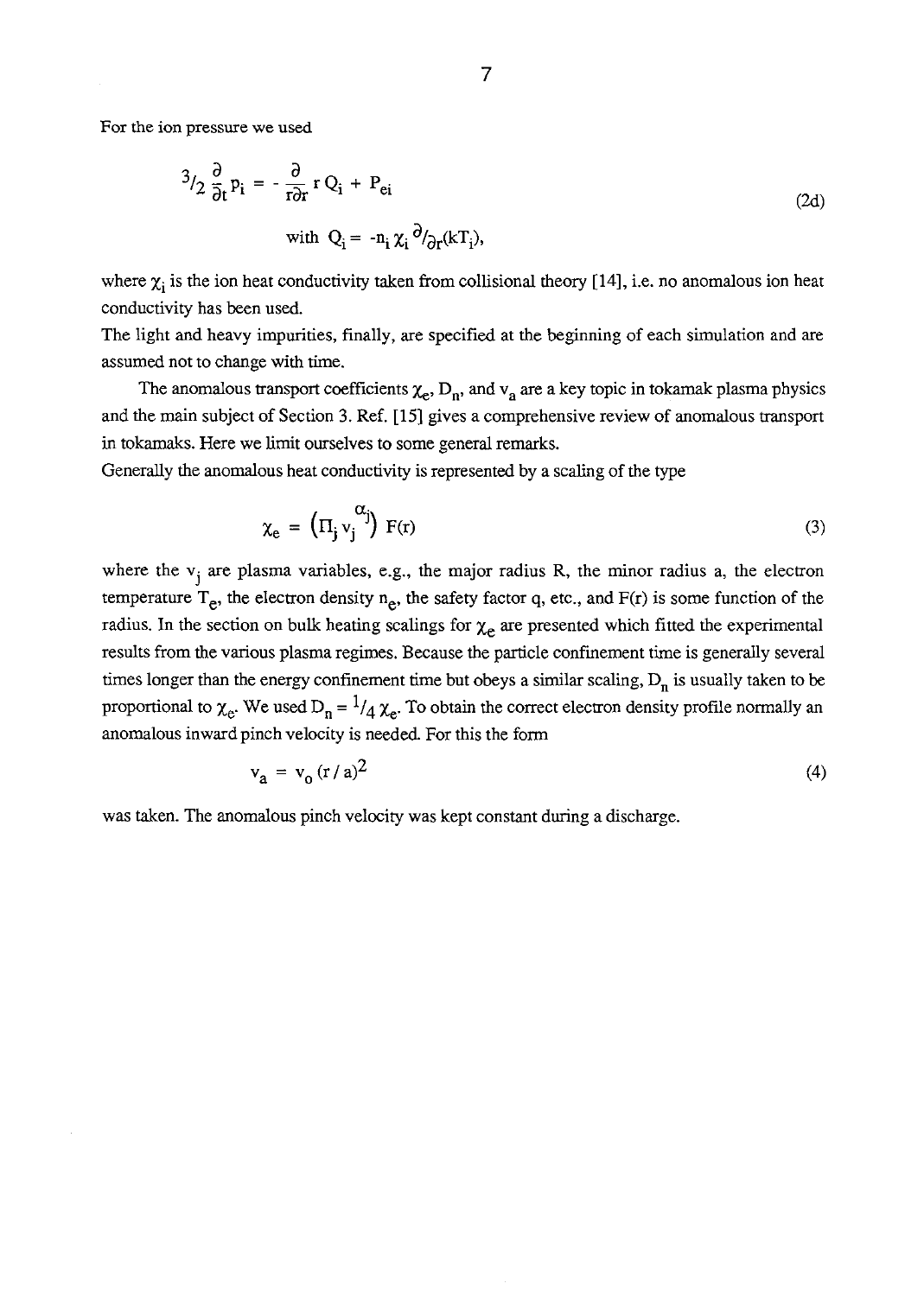For the ion pressure we used

$$ {}^{3}/_{2} \frac{\partial}{\partial t} p_i = - \frac{\partial}{r\partial r} r\, Q_i + P_{ei} \tag{2d} $$

$$ \text{with } Q_i = -n_i\, \chi_i\, {}^{\partial}/_{\partial r}(kT_i), $$

where $\chi_i$ is the ion heat conductivity taken from collisional theory [14], i.e. no anomalous ion heat conductivity has been used.
The light and heavy impurities, finally, are specified at the beginning of each simulation and are assumed not to change with time.

The anomalous transport coefficients $\chi_e$, $D_n$, and $v_a$ are a key topic in tokamak plasma physics and the main subject of Section 3. Ref. [15] gives a comprehensive review of anomalous transport in tokamaks. Here we limit ourselves to some general remarks.
Generally the anomalous heat conductivity is represented by a scaling of the type

$$ \chi_e = \left( \Pi_j\, v_j^{\alpha_j} \right) F(r) \tag{3} $$

where the $v_j$ are plasma variables, e.g., the major radius R, the minor radius a, the electron temperature $T_e$, the electron density $n_e$, the safety factor q, etc., and F(r) is some function of the radius. In the section on bulk heating scalings for $\chi_e$ are presented which fitted the experimental results from the various plasma regimes. Because the particle confinement time is generally several times longer than the energy confinement time but obeys a similar scaling, $D_n$ is usually taken to be proportional to $\chi_e$. We used $D_n = {}^{1}/_{4}\, \chi_e$. To obtain the correct electron density profile normally an anomalous inward pinch velocity is needed. For this the form

$$ v_a = v_o\, (r\, /\, a)^2 \tag{4} $$

was taken. The anomalous pinch velocity was kept constant during a discharge.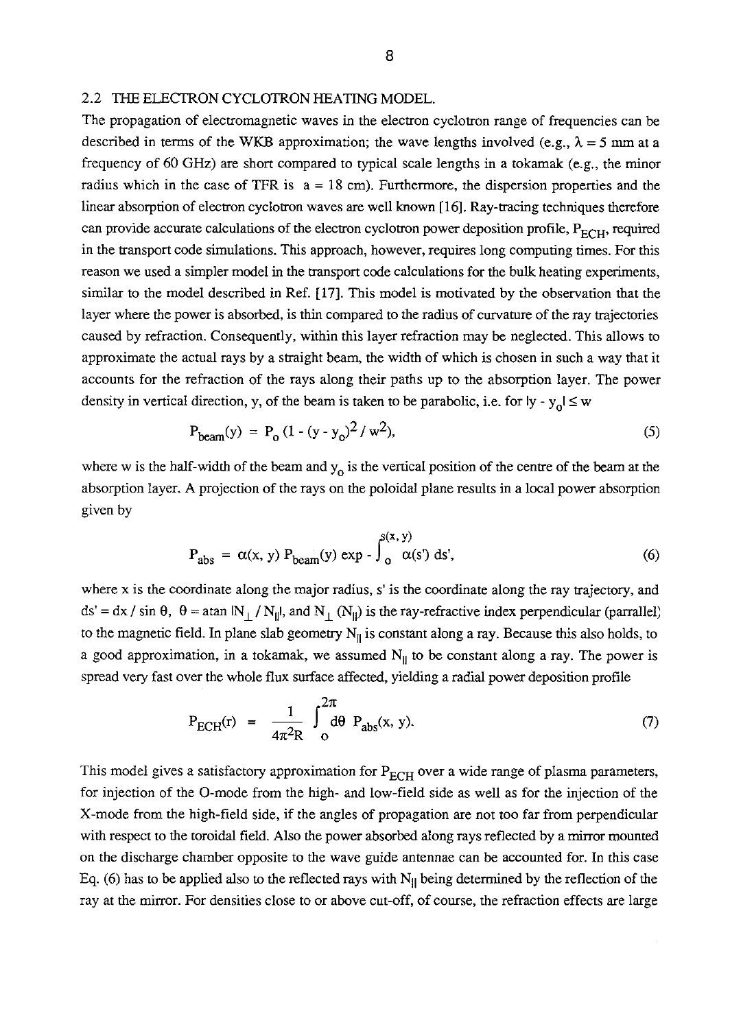## 2.2 THE ELECTRON CYCLOTRON HEATING MODEL.

The propagation of electromagnetic waves in the electron cyclotron range of frequencies can be described in terms of the WKB approximation; the wave lengths involved (e.g., $\lambda = 5$ mm at a frequency of 60 GHz) are short compared to typical scale lengths in a tokamak (e.g., the minor radius which in the case of TFR is $a = 18$ cm). Furthermore, the dispersion properties and the linear absorption of electron cyclotron waves are well known [16]. Ray-tracing techniques therefore can provide accurate calculations of the electron cyclotron power deposition profile, $P_{ECH}$, required in the transport code simulations. This approach, however, requires long computing times. For this reason we used a simpler model in the transport code calculations for the bulk heating experiments, similar to the model described in Ref. [17]. This model is motivated by the observation that the layer where the power is absorbed, is thin compared to the radius of curvature of the ray trajectories caused by refraction. Consequently, within this layer refraction may be neglected. This allows to approximate the actual rays by a straight beam, the width of which is chosen in such a way that it accounts for the refraction of the rays along their paths up to the absorption layer. The power density in vertical direction, y, of the beam is taken to be parabolic, i.e. for $|y - y_o| \leq w$

$$P_{beam}(y) = P_o\,(1 - (y - y_o)^2 / w^2), \tag{5}$$

where w is the half-width of the beam and $y_o$ is the vertical position of the centre of the beam at the absorption layer. A projection of the rays on the poloidal plane results in a local power absorption given by

$$P_{abs} = \alpha(x, y)\, P_{beam}(y) \exp - \int_o^{s(x, y)} \alpha(s')\, ds', \tag{6}$$

where x is the coordinate along the major radius, s' is the coordinate along the ray trajectory, and $ds' = dx / \sin\theta$, $\theta = \operatorname{atan} |N_\perp / N_{||}|$, and $N_\perp$ ($N_{||}$) is the ray-refractive index perpendicular (parrallel) to the magnetic field. In plane slab geometry $N_{||}$ is constant along a ray. Because this also holds, to a good approximation, in a tokamak, we assumed $N_{||}$ to be constant along a ray. The power is spread very fast over the whole flux surface affected, yielding a radial power deposition profile

$$P_{ECH}(r) = \frac{1}{4\pi^2 R} \int_o^{2\pi} d\theta\; P_{abs}(x, y). \tag{7}$$

This model gives a satisfactory approximation for $P_{ECH}$ over a wide range of plasma parameters, for injection of the O-mode from the high- and low-field side as well as for the injection of the X-mode from the high-field side, if the angles of propagation are not too far from perpendicular with respect to the toroidal field. Also the power absorbed along rays reflected by a mirror mounted on the discharge chamber opposite to the wave guide antennae can be accounted for. In this case Eq. (6) has to be applied also to the reflected rays with $N_{||}$ being determined by the reflection of the ray at the mirror. For densities close to or above cut-off, of course, the refraction effects are large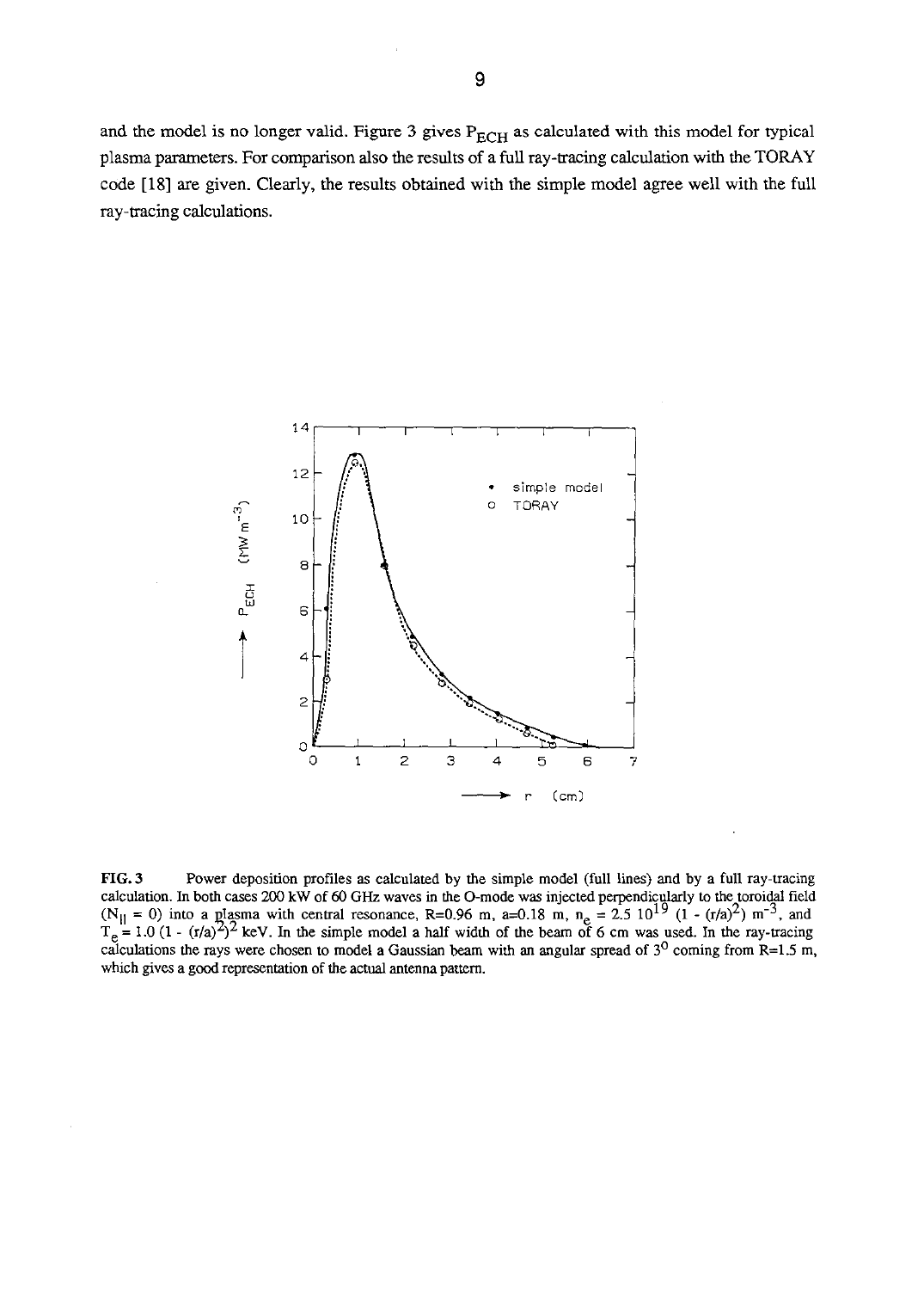and the model is no longer valid. Figure 3 gives $P_{ECH}$ as calculated with this model for typical plasma parameters. For comparison also the results of a full ray-tracing calculation with the TORAY code [18] are given. Clearly, the results obtained with the simple model agree well with the full ray-tracing calculations.

**FIG. 3** Power deposition profiles as calculated by the simple model (full lines) and by a full ray-tracing calculation. In both cases 200 kW of 60 GHz waves in the O-mode was injected perpendicularly to the toroidal field ($N_{||} = 0$) into a plasma with central resonance, R=0.96 m, a=0.18 m, $n_e = 2.5\ 10^{19}\ (1 - (r/a)^2)\ m^{-3}$, and $T_e = 1.0\ (1 - (r/a)^2)^2$ keV. In the simple model a half width of the beam of 6 cm was used. In the ray-tracing calculations the rays were chosen to model a Gaussian beam with an angular spread of $3^0$ coming from R=1.5 m, which gives a good representation of the actual antenna pattern.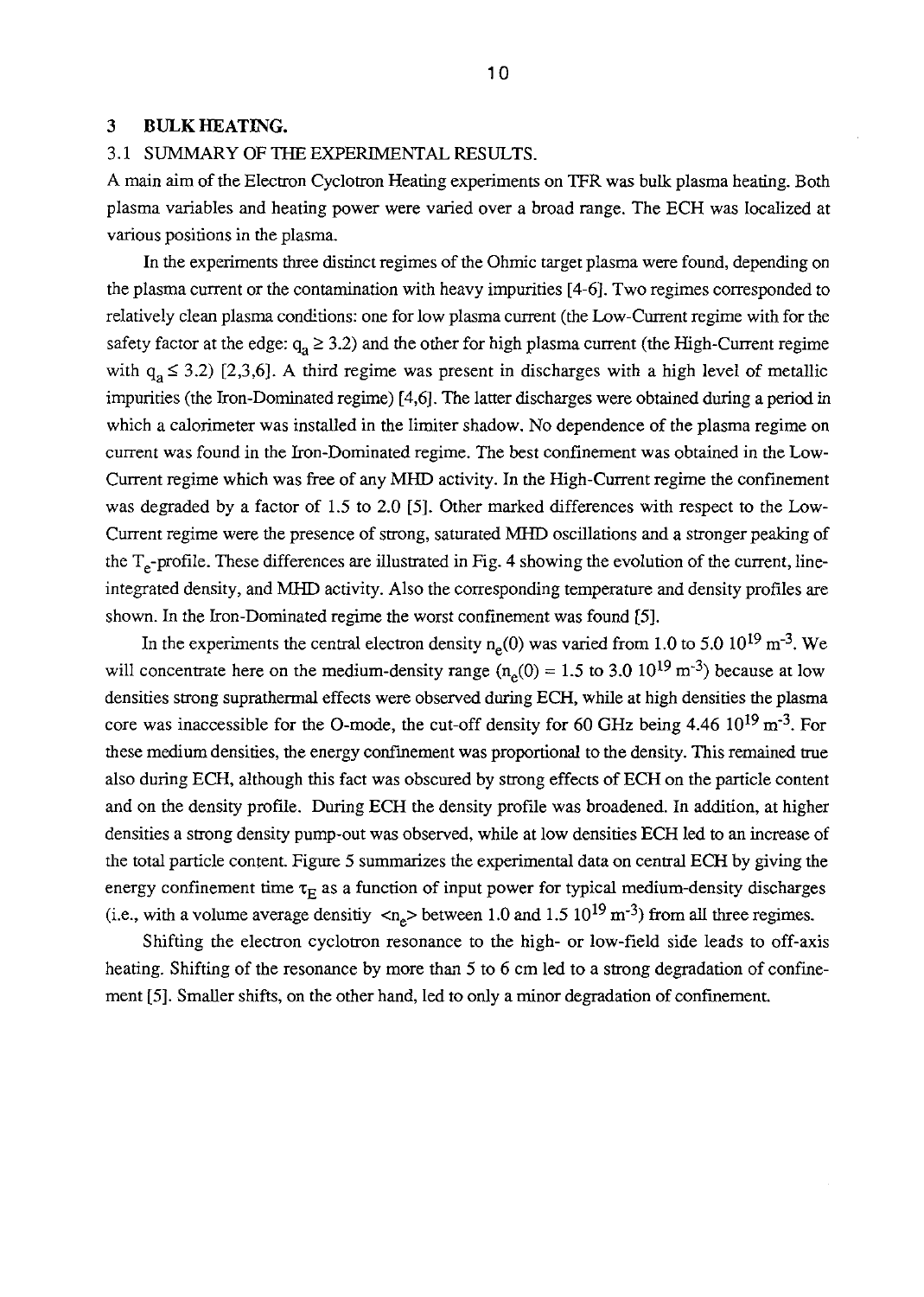## 3 BULK HEATING.

### 3.1 SUMMARY OF THE EXPERIMENTAL RESULTS.

A main aim of the Electron Cyclotron Heating experiments on TFR was bulk plasma heating. Both plasma variables and heating power were varied over a broad range. The ECH was localized at various positions in the plasma.

In the experiments three distinct regimes of the Ohmic target plasma were found, depending on the plasma current or the contamination with heavy impurities [4-6]. Two regimes corresponded to relatively clean plasma conditions: one for low plasma current (the Low-Current regime with for the safety factor at the edge: $q_a \geq 3.2$) and the other for high plasma current (the High-Current regime with $q_a \leq 3.2$) [2,3,6]. A third regime was present in discharges with a high level of metallic impurities (the Iron-Dominated regime) [4,6]. The latter discharges were obtained during a period in which a calorimeter was installed in the limiter shadow. No dependence of the plasma regime on current was found in the Iron-Dominated regime. The best confinement was obtained in the Low-Current regime which was free of any MHD activity. In the High-Current regime the confinement was degraded by a factor of 1.5 to 2.0 [5]. Other marked differences with respect to the Low-Current regime were the presence of strong, saturated MHD oscillations and a stronger peaking of the $T_e$-profile. These differences are illustrated in Fig. 4 showing the evolution of the current, line-integrated density, and MHD activity. Also the corresponding temperature and density profiles are shown. In the Iron-Dominated regime the worst confinement was found [5].

In the experiments the central electron density $n_e(0)$ was varied from 1.0 to 5.0 $10^{19}$ $m^{-3}$. We will concentrate here on the medium-density range ($n_e(0)$ = 1.5 to 3.0 $10^{19}$ $m^{-3}$) because at low densities strong suprathermal effects were observed during ECH, while at high densities the plasma core was inaccessible for the O-mode, the cut-off density for 60 GHz being 4.46 $10^{19}$ $m^{-3}$. For these medium densities, the energy confinement was proportional to the density. This remained true also during ECH, although this fact was obscured by strong effects of ECH on the particle content and on the density profile. During ECH the density profile was broadened. In addition, at higher densities a strong density pump-out was observed, while at low densities ECH led to an increase of the total particle content. Figure 5 summarizes the experimental data on central ECH by giving the energy confinement time $\tau_E$ as a function of input power for typical medium-density discharges (i.e., with a volume average densitiy $<n_e>$ between 1.0 and 1.5 $10^{19}$ $m^{-3}$) from all three regimes.

Shifting the electron cyclotron resonance to the high- or low-field side leads to off-axis heating. Shifting of the resonance by more than 5 to 6 cm led to a strong degradation of confinement [5]. Smaller shifts, on the other hand, led to only a minor degradation of confinement.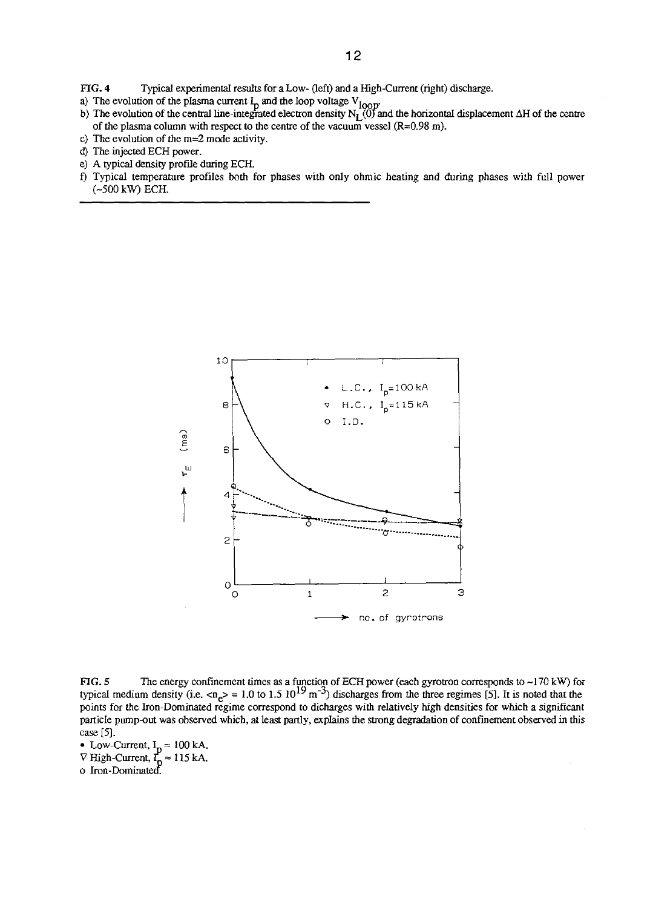FIG. 4 Typical experimental results for a Low- (left) and a High-Current (right) discharge.

a) The evolution of the plasma current $I_p$ and the loop voltage $V_{loop}$.

b) The evolution of the central line-integrated electron density $N_L(0)$ and the horizontal displacement $\Delta H$ of the centre of the plasma column with respect to the centre of the vacuum vessel (R=0.98 m).

c) The evolution of the m=2 mode activity.

d) The injected ECH power.

e) A typical density profile during ECH.

f) Typical temperature profiles both for phases with only ohmic heating and during phases with full power (~500 kW) ECH.

FIG. 5 The energy confinement times as a function of ECH power (each gyrotron corresponds to ~170 kW) for typical medium density (i.e. $<n_e> = 1.0$ to $1.5\ 10^{19}\ m^{-3}$) discharges from the three regimes [5]. It is noted that the points for the Iron-Dominated regime correspond to dicharges with relatively high densities for which a significant particle pump-out was observed which, at least partly, explains the strong degradation of confinement observed in this case [5].

• Low-Current, $I_p \approx 100$ kA.

∇ High-Current, $I_p \approx 115$ kA.

o Iron-Dominated.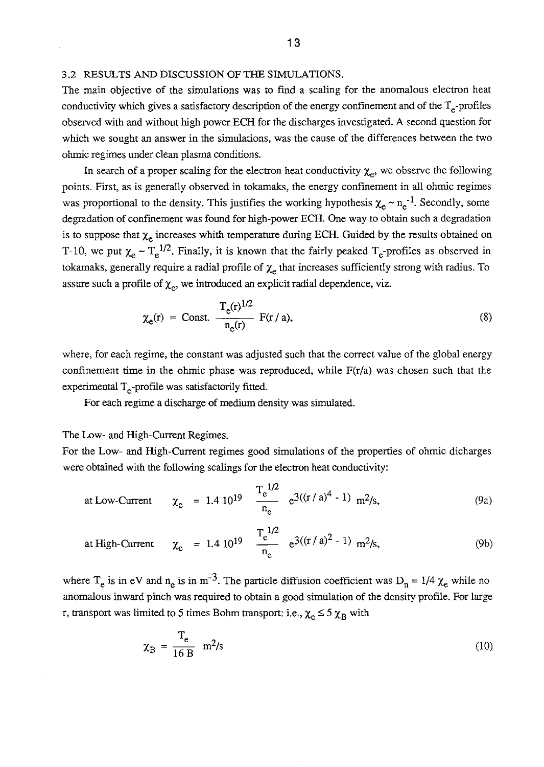### 3.2 RESULTS AND DISCUSSION OF THE SIMULATIONS.

The main objective of the simulations was to find a scaling for the anomalous electron heat conductivity which gives a satisfactory description of the energy confinement and of the $T_e$-profiles observed with and without high power ECH for the discharges investigated. A second question for which we sought an answer in the simulations, was the cause of the differences between the two ohmic regimes under clean plasma conditions.

In search of a proper scaling for the electron heat conductivity $\chi_e$, we observe the following points. First, as is generally observed in tokamaks, the energy confinement in all ohmic regimes was proportional to the density. This justifies the working hypothesis $\chi_e \sim n_e^{-1}$. Secondly, some degradation of confinement was found for high-power ECH. One way to obtain such a degradation is to suppose that $\chi_e$ increases whith temperature during ECH. Guided by the results obtained on T-10, we put $\chi_e \sim T_e^{1/2}$. Finally, it is known that the fairly peaked $T_e$-profiles as observed in tokamaks, generally require a radial profile of $\chi_e$ that increases sufficiently strong with radius. To assure such a profile of $\chi_e$, we introduced an explicit radial dependence, viz.

$$\chi_e(r) = \text{Const.} \frac{T_e(r)^{1/2}}{n_e(r)} F(r/a), \tag{8}$$

where, for each regime, the constant was adjusted such that the correct value of the global energy confinement time in the ohmic phase was reproduced, while F(r/a) was chosen such that the experimental $T_e$-profile was satisfactorily fitted.

For each regime a discharge of medium density was simulated.

The Low- and High-Current Regimes.

For the Low- and High-Current regimes good simulations of the properties of ohmic dicharges were obtained with the following scalings for the electron heat conductivity:

$$\text{at Low-Current} \quad \chi_e = 1.4\ 10^{19} \frac{T_e^{1/2}}{n_e} e^{3((r/a)^4 - 1)} \text{ m}^2\text{/s}, \tag{9a}$$

$$\text{at High-Current} \quad \chi_e = 1.4\ 10^{19} \frac{T_e^{1/2}}{n_e} e^{3((r/a)^2 - 1)} \text{ m}^2\text{/s}, \tag{9b}$$

where $T_e$ is in eV and $n_e$ is in $m^{-3}$. The particle diffusion coefficient was $D_n = 1/4\ \chi_e$ while no anomalous inward pinch was required to obtain a good simulation of the density profile. For large r, transport was limited to 5 times Bohm transport: i.e., $\chi_e \leq 5\ \chi_B$ with

$$\chi_B = \frac{T_e}{16\,B} \text{ m}^2\text{/s} \tag{10}$$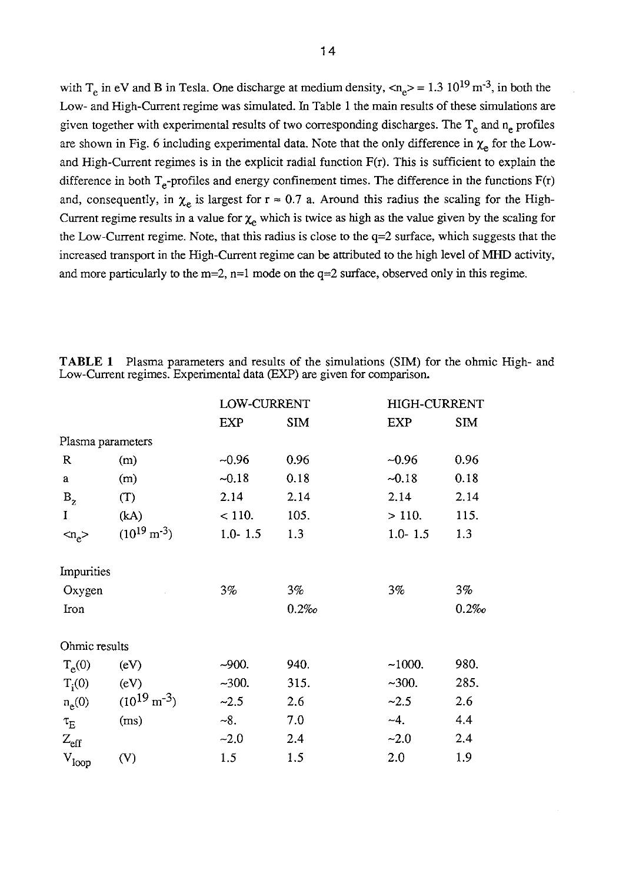with $T_e$ in eV and B in Tesla. One discharge at medium density, $<n_e> = 1.3\ 10^{19}\ m^{-3}$, in both the Low- and High-Current regime was simulated. In Table 1 the main results of these simulations are given together with experimental results of two corresponding discharges. The $T_e$ and $n_e$ profiles are shown in Fig. 6 including experimental data. Note that the only difference in $\chi_e$ for the Low- and High-Current regimes is in the explicit radial function F(r). This is sufficient to explain the difference in both $T_e$-profiles and energy confinement times. The difference in the functions F(r) and, consequently, in $\chi_e$ is largest for $r \approx 0.7$ a. Around this radius the scaling for the High-Current regime results in a value for $\chi_e$ which is twice as high as the value given by the scaling for the Low-Current regime. Note, that this radius is close to the q=2 surface, which suggests that the increased transport in the High-Current regime can be attributed to the high level of MHD activity, and more particularly to the m=2, n=1 mode on the q=2 surface, observed only in this regime.

**TABLE 1** Plasma parameters and results of the simulations (SIM) for the ohmic High- and Low-Current regimes. Experimental data (EXP) are given for comparison.

| | | LOW-CURRENT | | HIGH-CURRENT | |
|---|---|---|---|---|---|
| | | EXP | SIM | EXP | SIM |
| Plasma parameters | | | | | |
| R | (m) | ~0.96 | 0.96 | ~0.96 | 0.96 |
| a | (m) | ~0.18 | 0.18 | ~0.18 | 0.18 |
| $B_z$ | (T) | 2.14 | 2.14 | 2.14 | 2.14 |
| I | (kA) | < 110. | 105. | > 110. | 115. |
| $<n_e>$ | ($10^{19}\ m^{-3}$) | 1.0- 1.5 | 1.3 | 1.0- 1.5 | 1.3 |
| Impurities | | | | | |
| Oxygen | | 3% | 3% | 3% | 3% |
| Iron | | | 0.2‰ | | 0.2‰ |
| Ohmic results | | | | | |
| $T_e(0)$ | (eV) | ~900. | 940. | ~1000. | 980. |
| $T_i(0)$ | (eV) | ~300. | 315. | ~300. | 285. |
| $n_e(0)$ | ($10^{19}\ m^{-3}$) | ~2.5 | 2.6 | ~2.5 | 2.6 |
| $\tau_E$ | (ms) | ~8. | 7.0 | ~4. | 4.4 |
| $Z_{eff}$ | | ~2.0 | 2.4 | ~2.0 | 2.4 |
| $V_{loop}$ | (V) | 1.5 | 1.5 | 2.0 | 1.9 |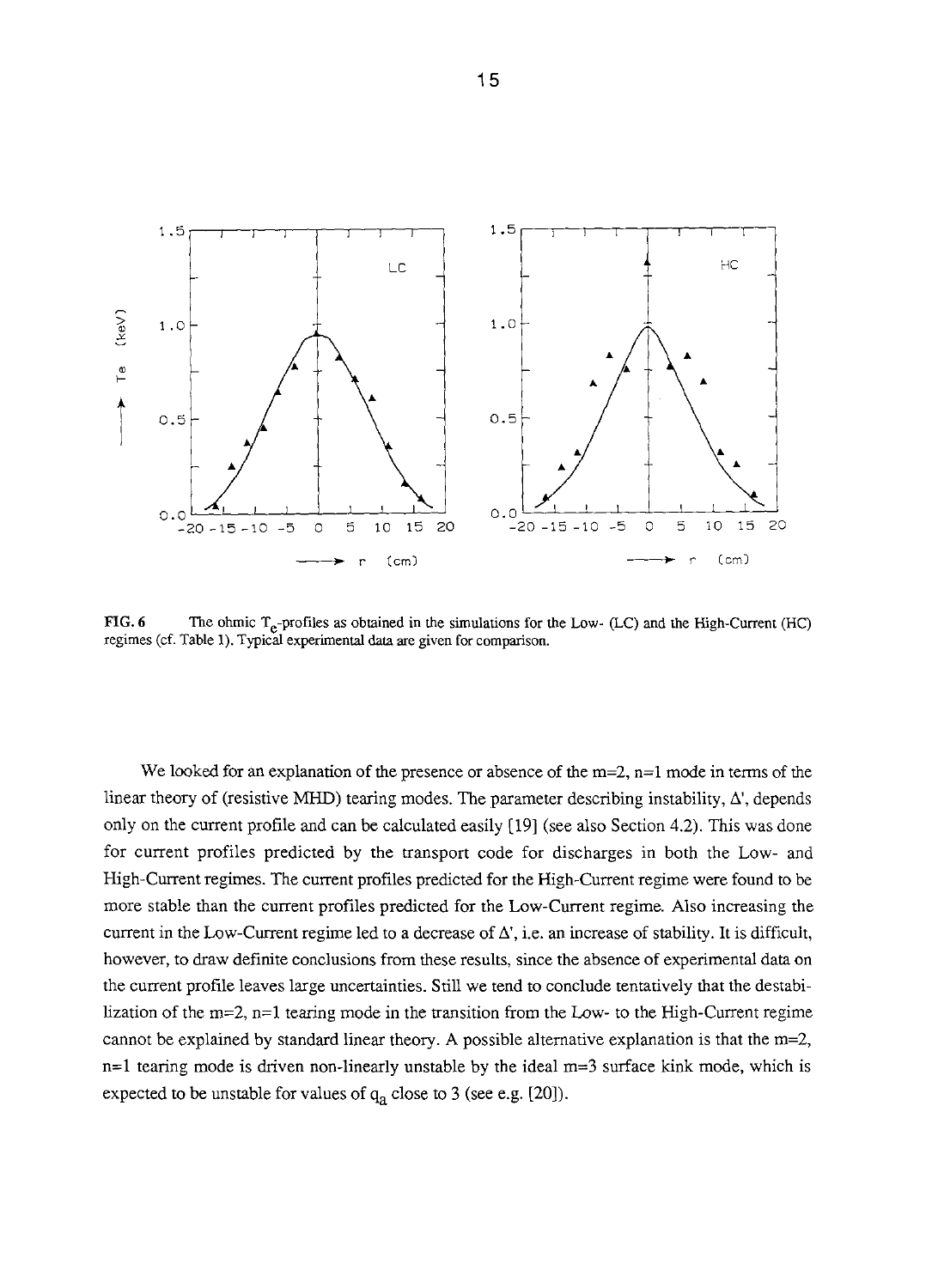**FIG. 6** The ohmic $T_e$-profiles as obtained in the simulations for the Low- (LC) and the High-Current (HC) regimes (cf. Table 1). Typical experimental data are given for comparison.

We looked for an explanation of the presence or absence of the m=2, n=1 mode in terms of the linear theory of (resistive MHD) tearing modes. The parameter describing instability, $\Delta'$, depends only on the current profile and can be calculated easily [19] (see also Section 4.2). This was done for current profiles predicted by the transport code for discharges in both the Low- and High-Current regimes. The current profiles predicted for the High-Current regime were found to be more stable than the current profiles predicted for the Low-Current regime. Also increasing the current in the Low-Current regime led to a decrease of $\Delta'$, i.e. an increase of stability. It is difficult, however, to draw definite conclusions from these results, since the absence of experimental data on the current profile leaves large uncertainties. Still we tend to conclude tentatively that the destabilization of the m=2, n=1 tearing mode in the transition from the Low- to the High-Current regime cannot be explained by standard linear theory. A possible alternative explanation is that the m=2, n=1 tearing mode is driven non-linearly unstable by the ideal m=3 surface kink mode, which is expected to be unstable for values of $q_a$ close to 3 (see e.g. [20]).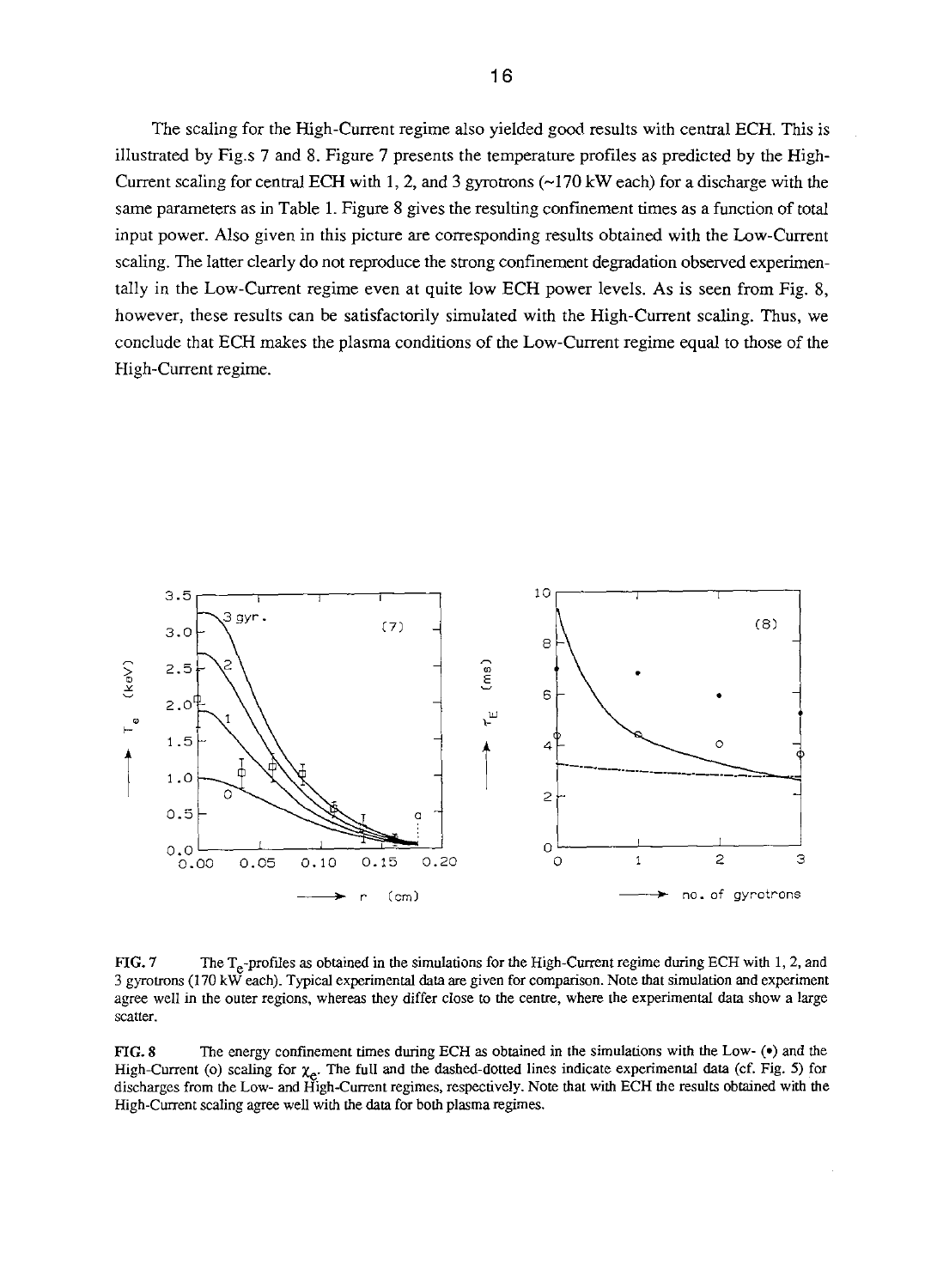The scaling for the High-Current regime also yielded good results with central ECH. This is illustrated by Fig.s 7 and 8. Figure 7 presents the temperature profiles as predicted by the High-Current scaling for central ECH with 1, 2, and 3 gyrotrons (~170 kW each) for a discharge with the same parameters as in Table 1. Figure 8 gives the resulting confinement times as a function of total input power. Also given in this picture are corresponding results obtained with the Low-Current scaling. The latter clearly do not reproduce the strong confinement degradation observed experimentally in the Low-Current regime even at quite low ECH power levels. As is seen from Fig. 8, however, these results can be satisfactorily simulated with the High-Current scaling. Thus, we conclude that ECH makes the plasma conditions of the Low-Current regime equal to those of the High-Current regime.

**FIG. 7** The $T_e$-profiles as obtained in the simulations for the High-Current regime during ECH with 1, 2, and 3 gyrotrons (170 kW each). Typical experimental data are given for comparison. Note that simulation and experiment agree well in the outer regions, whereas they differ close to the centre, where the experimental data show a large scatter.

**FIG. 8** The energy confinement times during ECH as obtained in the simulations with the Low- (•) and the High-Current (o) scaling for $\chi_e$. The full and the dashed-dotted lines indicate experimental data (cf. Fig. 5) for discharges from the Low- and High-Current regimes, respectively. Note that with ECH the results obtained with the High-Current scaling agree well with the data for both plasma regimes.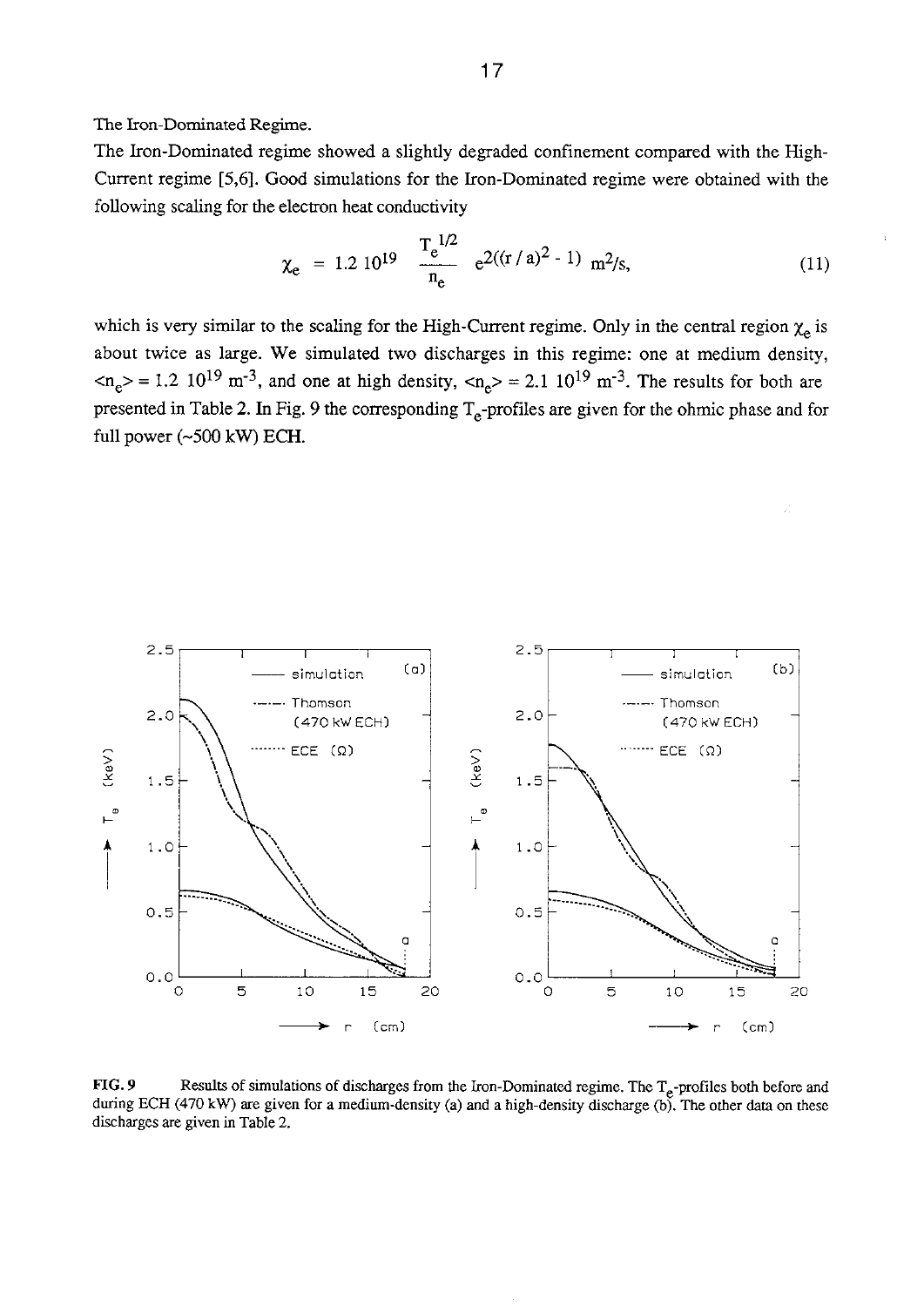The Iron-Dominated Regime.

The Iron-Dominated regime showed a slightly degraded confinement compared with the High-Current regime [5,6]. Good simulations for the Iron-Dominated regime were obtained with the following scaling for the electron heat conductivity

$$\chi_e = 1.2\ 10^{19}\ \frac{T_e^{1/2}}{n_e}\ e^{2((r/a)^2 - 1)}\ \mathrm{m^2/s}, \tag{11}$$

which is very similar to the scaling for the High-Current regime. Only in the central region $\chi_e$ is about twice as large. We simulated two discharges in this regime: one at medium density, $\langle n_e \rangle = 1.2\ 10^{19}\ \mathrm{m^{-3}}$, and one at high density, $\langle n_e \rangle = 2.1\ 10^{19}\ \mathrm{m^{-3}}$. The results for both are presented in Table 2. In Fig. 9 the corresponding $T_e$-profiles are given for the ohmic phase and for full power (~500 kW) ECH.

**FIG. 9** Results of simulations of discharges from the Iron-Dominated regime. The $T_e$-profiles both before and during ECH (470 kW) are given for a medium-density (a) and a high-density discharge (b). The other data on these discharges are given in Table 2.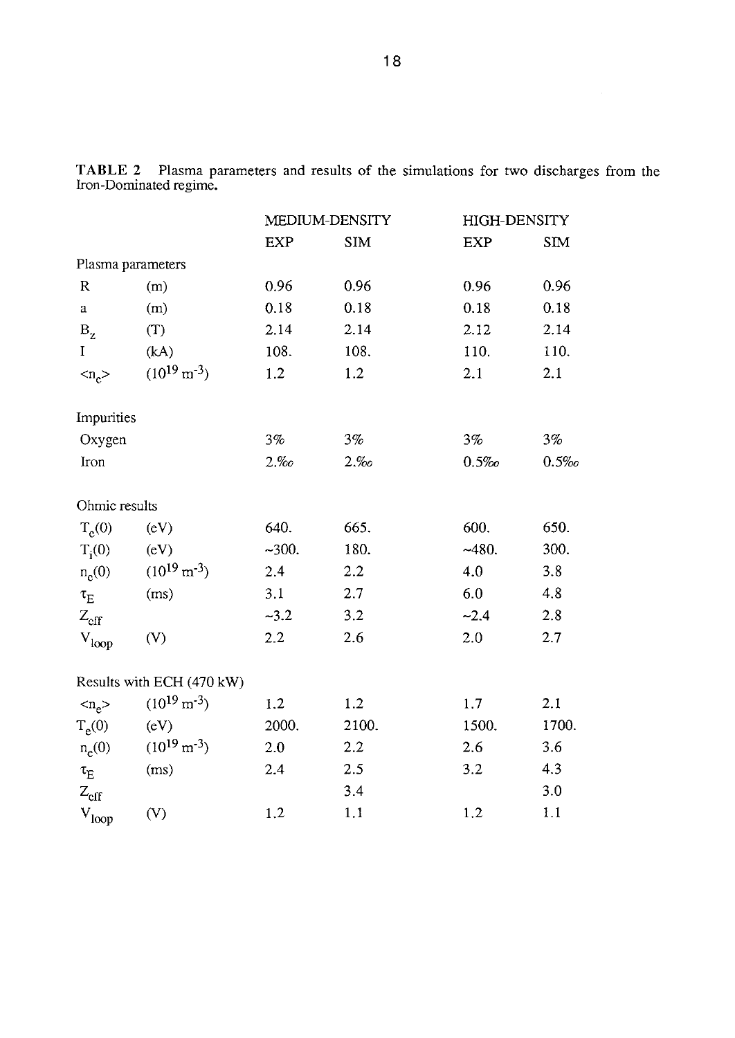**TABLE 2** Plasma parameters and results of the simulations for two discharges from the Iron-Dominated regime.

| | | MEDIUM-DENSITY | | HIGH-DENSITY | |
|---|---|---|---|---|---|
| | | EXP | SIM | EXP | SIM |
| Plasma parameters | | | | | |
| $R$ | (m) | 0.96 | 0.96 | 0.96 | 0.96 |
| $a$ | (m) | 0.18 | 0.18 | 0.18 | 0.18 |
| $B_z$ | (T) | 2.14 | 2.14 | 2.12 | 2.14 |
| $I$ | (kA) | 108. | 108. | 110. | 110. |
| $<n_e>$ | ($10^{19}$ m$^{-3}$) | 1.2 | 1.2 | 2.1 | 2.1 |
| Impurities | | | | | |
| Oxygen | | 3% | 3% | 3% | 3% |
| Iron | | 2.‰ | 2.‰ | 0.5‰ | 0.5‰ |
| Ohmic results | | | | | |
| $T_e(0)$ | (eV) | 640. | 665. | 600. | 650. |
| $T_i(0)$ | (eV) | ~300. | 180. | ~480. | 300. |
| $n_e(0)$ | ($10^{19}$ m$^{-3}$) | 2.4 | 2.2 | 4.0 | 3.8 |
| $\tau_E$ | (ms) | 3.1 | 2.7 | 6.0 | 4.8 |
| $Z_{eff}$ | | ~3.2 | 3.2 | ~2.4 | 2.8 |
| $V_{loop}$ | (V) | 2.2 | 2.6 | 2.0 | 2.7 |
| Results with ECH (470 kW) | | | | | |
| $<n_e>$ | ($10^{19}$ m$^{-3}$) | 1.2 | 1.2 | 1.7 | 2.1 |
| $T_e(0)$ | (eV) | 2000. | 2100. | 1500. | 1700. |
| $n_e(0)$ | ($10^{19}$ m$^{-3}$) | 2.0 | 2.2 | 2.6 | 3.6 |
| $\tau_E$ | (ms) | 2.4 | 2.5 | 3.2 | 4.3 |
| $Z_{eff}$ | | | 3.4 | | 3.0 |
| $V_{loop}$ | (V) | 1.2 | 1.1 | 1.2 | 1.1 |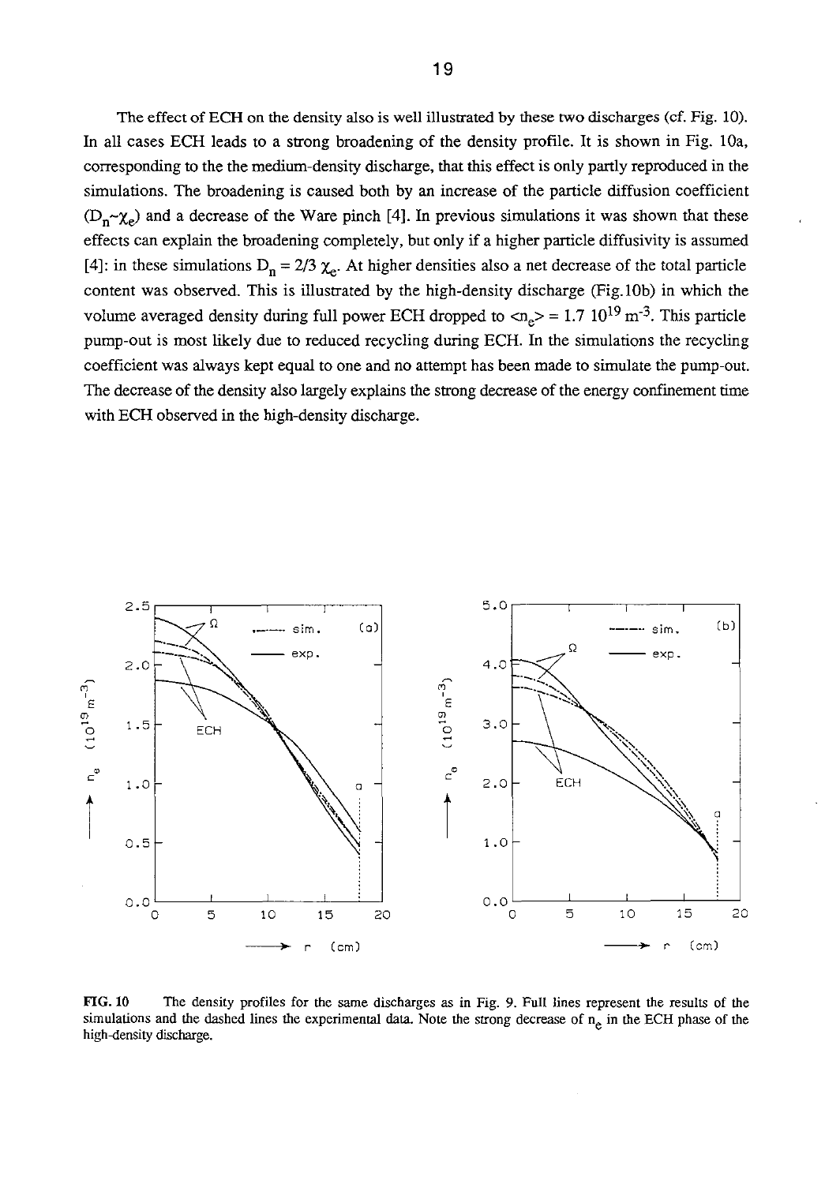The effect of ECH on the density also is well illustrated by these two discharges (cf. Fig. 10). In all cases ECH leads to a strong broadening of the density profile. It is shown in Fig. 10a, corresponding to the the medium-density discharge, that this effect is only partly reproduced in the simulations. The broadening is caused both by an increase of the particle diffusion coefficient ($D_n \sim \chi_e$) and a decrease of the Ware pinch [4]. In previous simulations it was shown that these effects can explain the broadening completely, but only if a higher particle diffusivity is assumed [4]: in these simulations $D_n = 2/3\ \chi_e$. At higher densities also a net decrease of the total particle content was observed. This is illustrated by the high-density discharge (Fig.10b) in which the volume averaged density during full power ECH dropped to $<n_e> = 1.7\ 10^{19}\ m^{-3}$. This particle pump-out is most likely due to reduced recycling during ECH. In the simulations the recycling coefficient was always kept equal to one and no attempt has been made to simulate the pump-out. The decrease of the density also largely explains the strong decrease of the energy confinement time with ECH observed in the high-density discharge.

**FIG. 10** The density profiles for the same discharges as in Fig. 9. Full lines represent the results of the simulations and the dashed lines the experimental data. Note the strong decrease of $n_e$ in the ECH phase of the high-density discharge.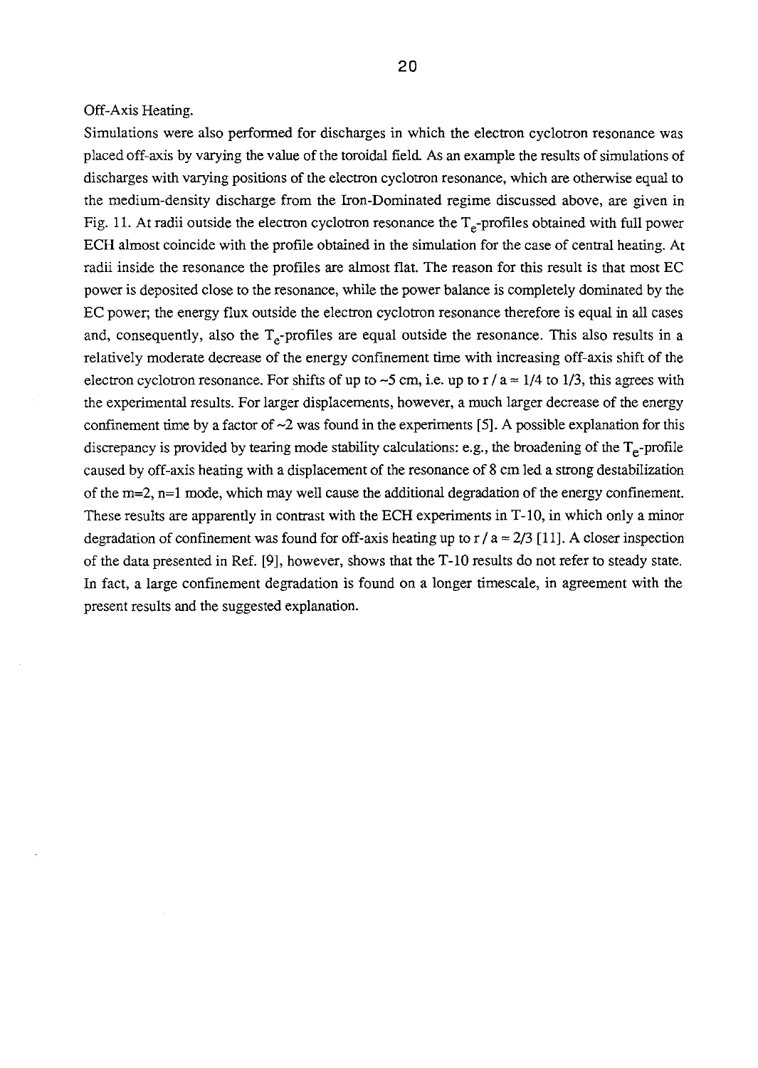Off-Axis Heating.

Simulations were also performed for discharges in which the electron cyclotron resonance was placed off-axis by varying the value of the toroidal field. As an example the results of simulations of discharges with varying positions of the electron cyclotron resonance, which are otherwise equal to the medium-density discharge from the Iron-Dominated regime discussed above, are given in Fig. 11. At radii outside the electron cyclotron resonance the $T_e$-profiles obtained with full power ECH almost coincide with the profile obtained in the simulation for the case of central heating. At radii inside the resonance the profiles are almost flat. The reason for this result is that most EC power is deposited close to the resonance, while the power balance is completely dominated by the EC power; the energy flux outside the electron cyclotron resonance therefore is equal in all cases and, consequently, also the $T_e$-profiles are equal outside the resonance. This also results in a relatively moderate decrease of the energy confinement time with increasing off-axis shift of the electron cyclotron resonance. For shifts of up to ~5 cm, i.e. up to $r / a \approx 1/4$ to $1/3$, this agrees with the experimental results. For larger displacements, however, a much larger decrease of the energy confinement time by a factor of ~2 was found in the experiments [5]. A possible explanation for this discrepancy is provided by tearing mode stability calculations: e.g., the broadening of the $T_e$-profile caused by off-axis heating with a displacement of the resonance of 8 cm led a strong destabilization of the m=2, n=1 mode, which may well cause the additional degradation of the energy confinement. These results are apparently in contrast with the ECH experiments in T-10, in which only a minor degradation of confinement was found for off-axis heating up to $r / a \approx 2/3$ [11]. A closer inspection of the data presented in Ref. [9], however, shows that the T-10 results do not refer to steady state. In fact, a large confinement degradation is found on a longer timescale, in agreement with the present results and the suggested explanation.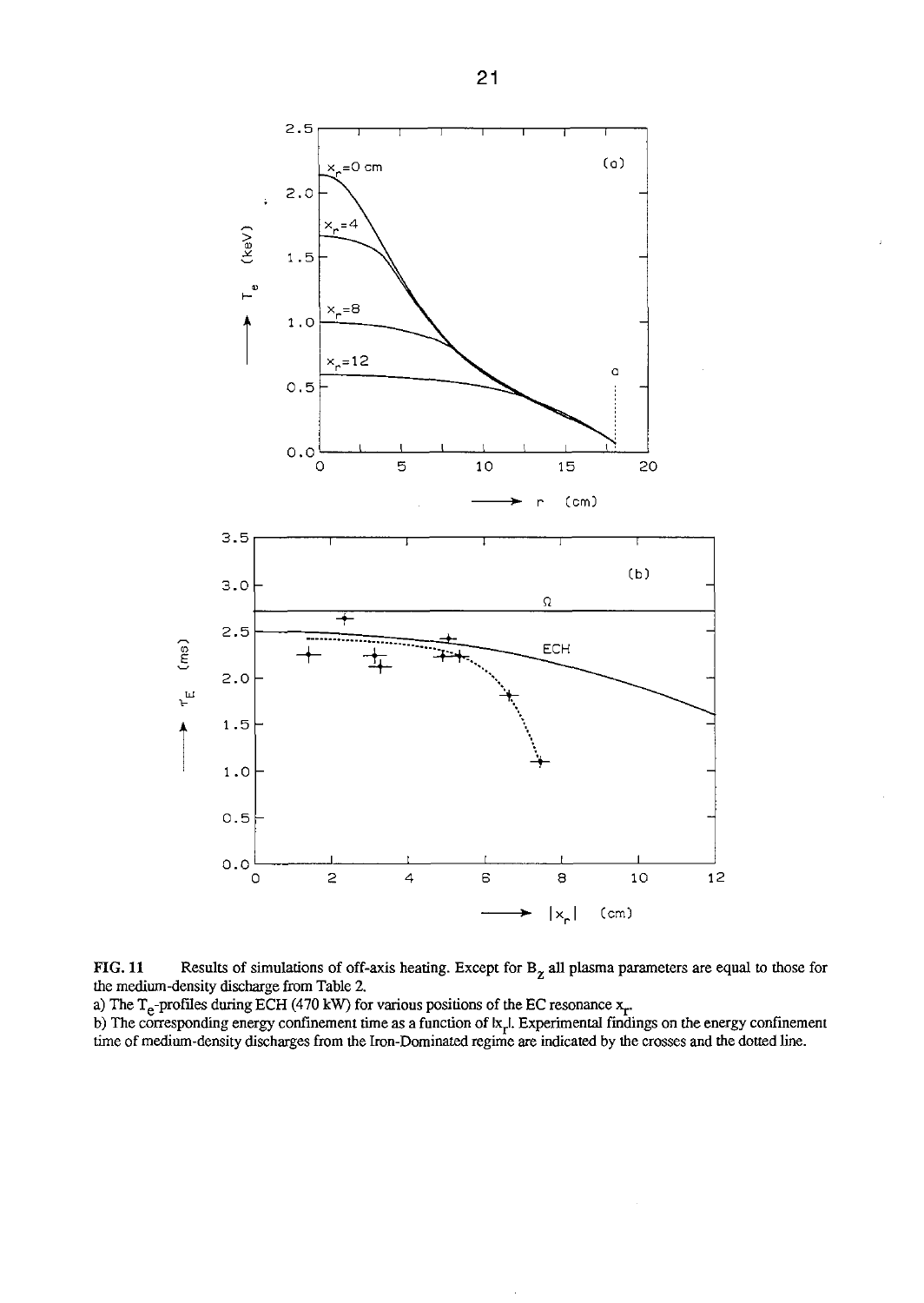**FIG. 11** Results of simulations of off-axis heating. Except for $B_z$ all plasma parameters are equal to those for the medium-density discharge from Table 2.

a) The $T_e$-profiles during ECH (470 kW) for various positions of the EC resonance $x_r$.

b) The corresponding energy confinement time as a function of $|x_r|$. Experimental findings on the energy confinement time of medium-density discharges from the Iron-Dominated regime are indicated by the crosses and the dotted line.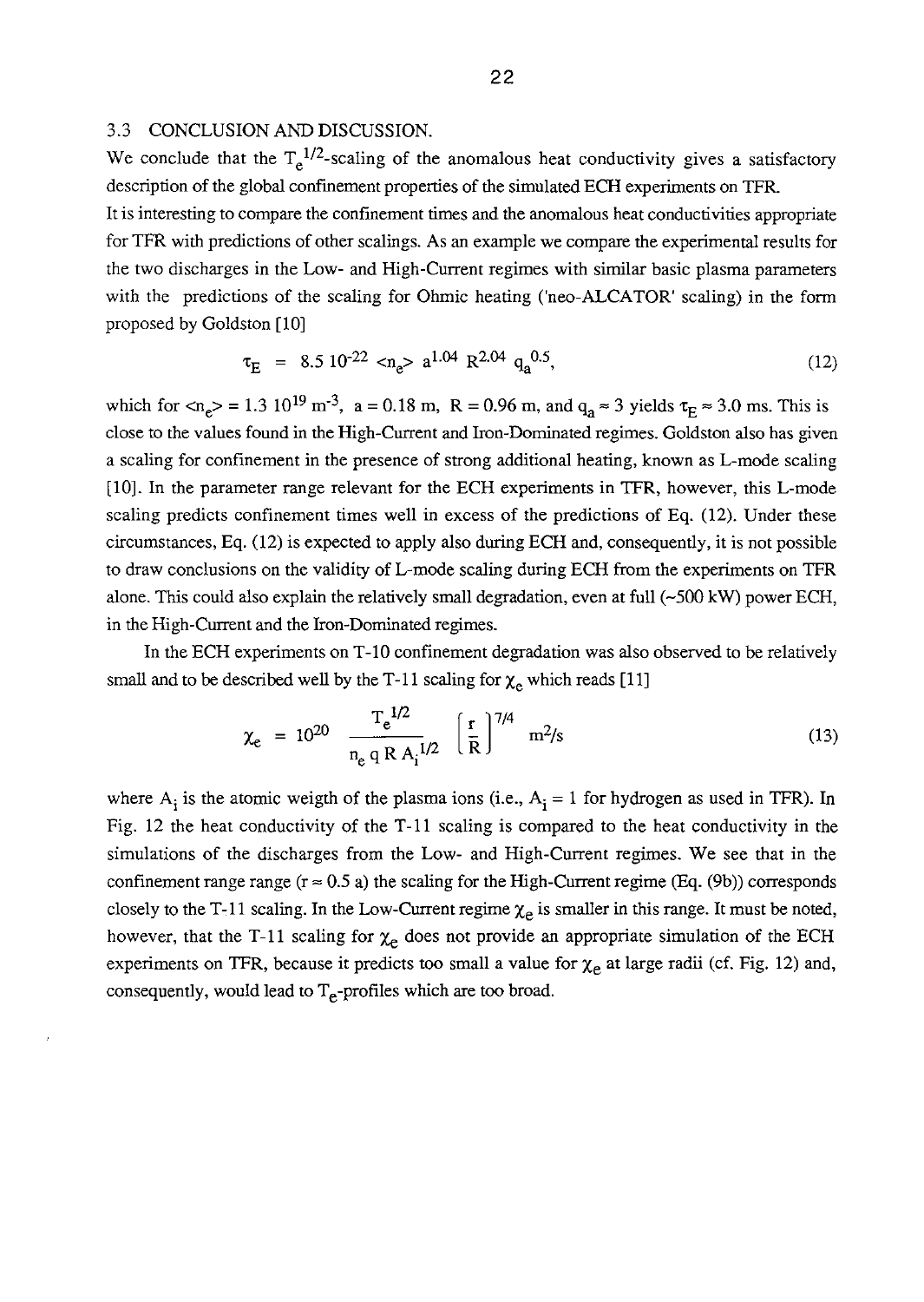### 3.3 CONCLUSION AND DISCUSSION.

We conclude that the $T_e^{1/2}$-scaling of the anomalous heat conductivity gives a satisfactory description of the global confinement properties of the simulated ECH experiments on TFR.

It is interesting to compare the confinement times and the anomalous heat conductivities appropriate for TFR with predictions of other scalings. As an example we compare the experimental results for the two discharges in the Low- and High-Current regimes with similar basic plasma parameters with the predictions of the scaling for Ohmic heating ('neo-ALCATOR' scaling) in the form proposed by Goldston [10]

$$\tau_E = 8.5\ 10^{-22} <n_e> a^{1.04}\ R^{2.04}\ q_a^{0.5}, \tag{12}$$

which for $<n_e> = 1.3\ 10^{19}\ \mathrm{m}^{-3}$, $a = 0.18$ m, $R = 0.96$ m, and $q_a \approx 3$ yields $\tau_E \approx 3.0$ ms. This is close to the values found in the High-Current and Iron-Dominated regimes. Goldston also has given a scaling for confinement in the presence of strong additional heating, known as L-mode scaling [10]. In the parameter range relevant for the ECH experiments in TFR, however, this L-mode scaling predicts confinement times well in excess of the predictions of Eq. (12). Under these circumstances, Eq. (12) is expected to apply also during ECH and, consequently, it is not possible to draw conclusions on the validity of L-mode scaling during ECH from the experiments on TFR alone. This could also explain the relatively small degradation, even at full (~500 kW) power ECH, in the High-Current and the Iron-Dominated regimes.

In the ECH experiments on T-10 confinement degradation was also observed to be relatively small and to be described well by the T-11 scaling for $\chi_e$ which reads [11]

$$\chi_e = 10^{20}\ \frac{T_e^{1/2}}{n_e\ q\ R\ A_i^{1/2}} \left[\frac{r}{R}\right]^{7/4}\ \mathrm{m}^2/\mathrm{s} \tag{13}$$

where $A_i$ is the atomic weigth of the plasma ions (i.e., $A_i = 1$ for hydrogen as used in TFR). In Fig. 12 the heat conductivity of the T-11 scaling is compared to the heat conductivity in the simulations of the discharges from the Low- and High-Current regimes. We see that in the confinement range range ($r \approx 0.5$ a) the scaling for the High-Current regime (Eq. (9b)) corresponds closely to the T-11 scaling. In the Low-Current regime $\chi_e$ is smaller in this range. It must be noted, however, that the T-11 scaling for $\chi_e$ does not provide an appropriate simulation of the ECH experiments on TFR, because it predicts too small a value for $\chi_e$ at large radii (cf. Fig. 12) and, consequently, would lead to $T_e$-profiles which are too broad.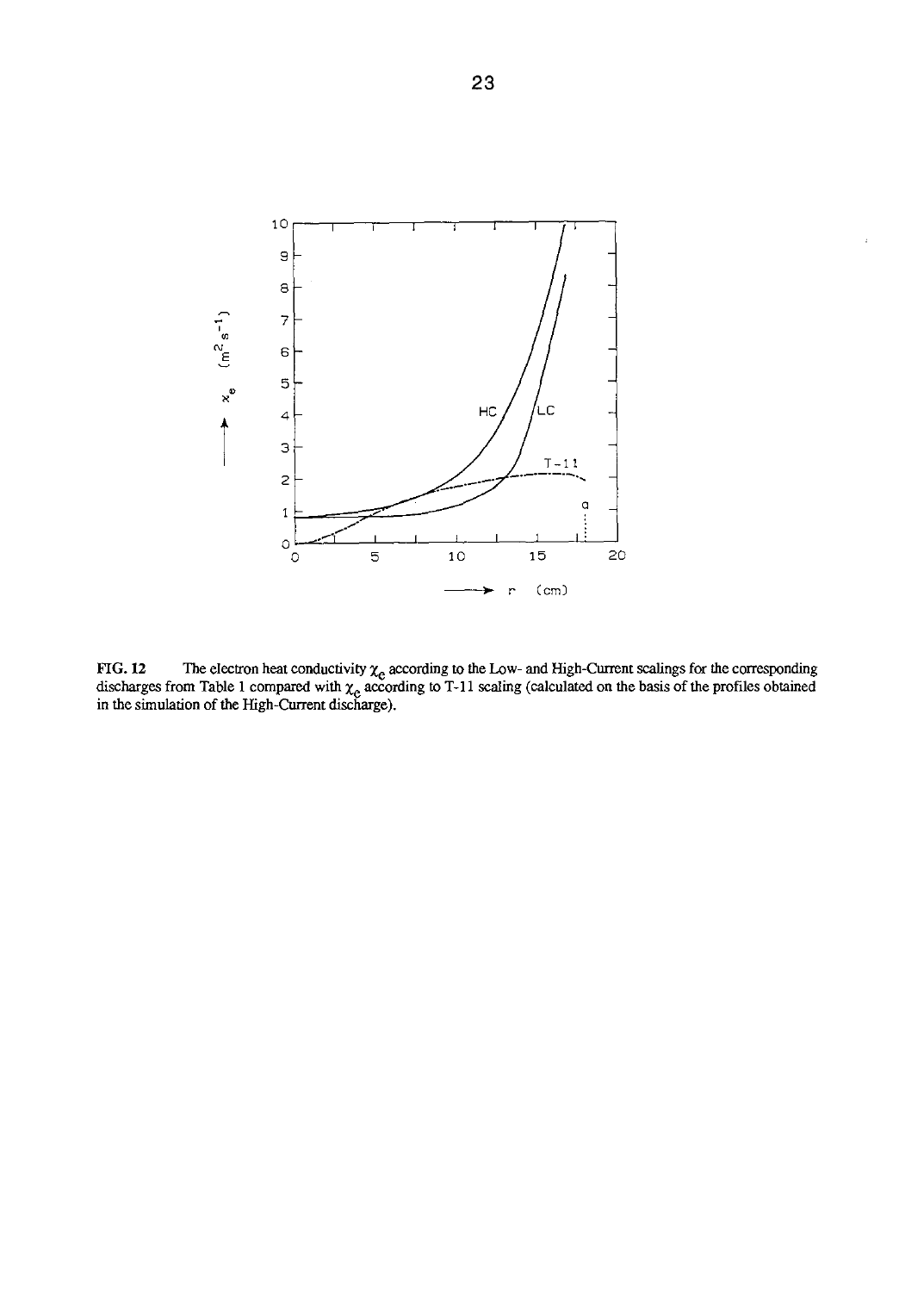FIG. 12 The electron heat conductivity $\chi_e$ according to the Low- and High-Current scalings for the corresponding discharges from Table 1 compared with $\chi_e$ according to T-11 scaling (calculated on the basis of the profiles obtained in the simulation of the High-Current discharge).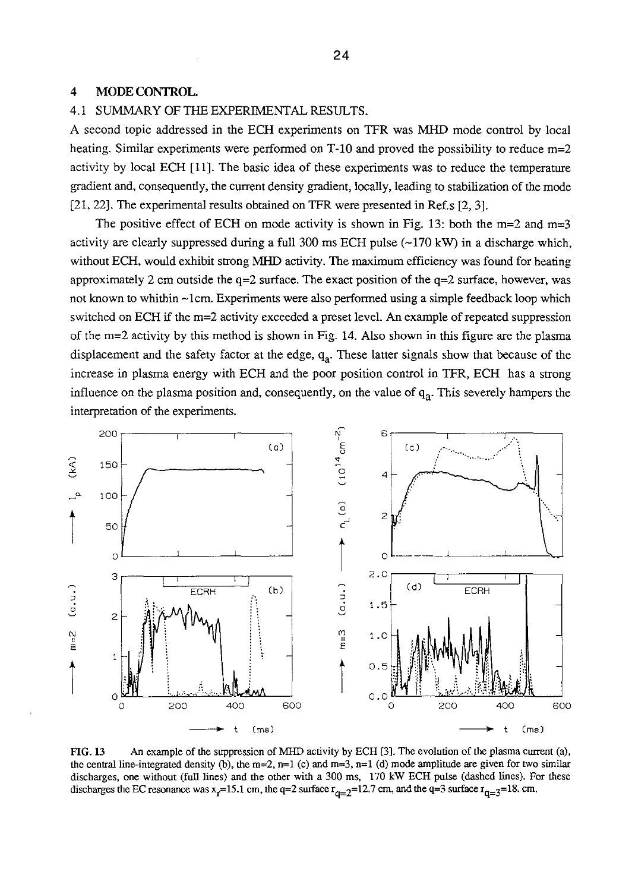## 4 MODE CONTROL.

### 4.1 SUMMARY OF THE EXPERIMENTAL RESULTS.

A second topic addressed in the ECH experiments on TFR was MHD mode control by local heating. Similar experiments were performed on T-10 and proved the possibility to reduce m=2 activity by local ECH [11]. The basic idea of these experiments was to reduce the temperature gradient and, consequently, the current density gradient, locally, leading to stabilization of the mode [21, 22]. The experimental results obtained on TFR were presented in Ref.s [2, 3].

The positive effect of ECH on mode activity is shown in Fig. 13: both the m=2 and m=3 activity are clearly suppressed during a full 300 ms ECH pulse (~170 kW) in a discharge which, without ECH, would exhibit strong MHD activity. The maximum efficiency was found for heating approximately 2 cm outside the q=2 surface. The exact position of the q=2 surface, however, was not known to whithin ~1cm. Experiments were also performed using a simple feedback loop which switched on ECH if the m=2 activity exceeded a preset level. An example of repeated suppression of the m=2 activity by this method is shown in Fig. 14. Also shown in this figure are the plasma displacement and the safety factor at the edge, $q_a$. These latter signals show that because of the increase in plasma energy with ECH and the poor position control in TFR, ECH has a strong influence on the plasma position and, consequently, on the value of $q_a$. This severely hampers the interpretation of the experiments.

**FIG. 13** An example of the suppression of MHD activity by ECH [3]. The evolution of the plasma current (a), the central line-integrated density (b), the m=2, n=1 (c) and m=3, n=1 (d) mode amplitude are given for two similar discharges, one without (full lines) and the other with a 300 ms, 170 kW ECH pulse (dashed lines). For these discharges the EC resonance was $x_r$=15.1 cm, the q=2 surface $r_{q=2}$=12.7 cm, and the q=3 surface $r_{q=3}$=18. cm.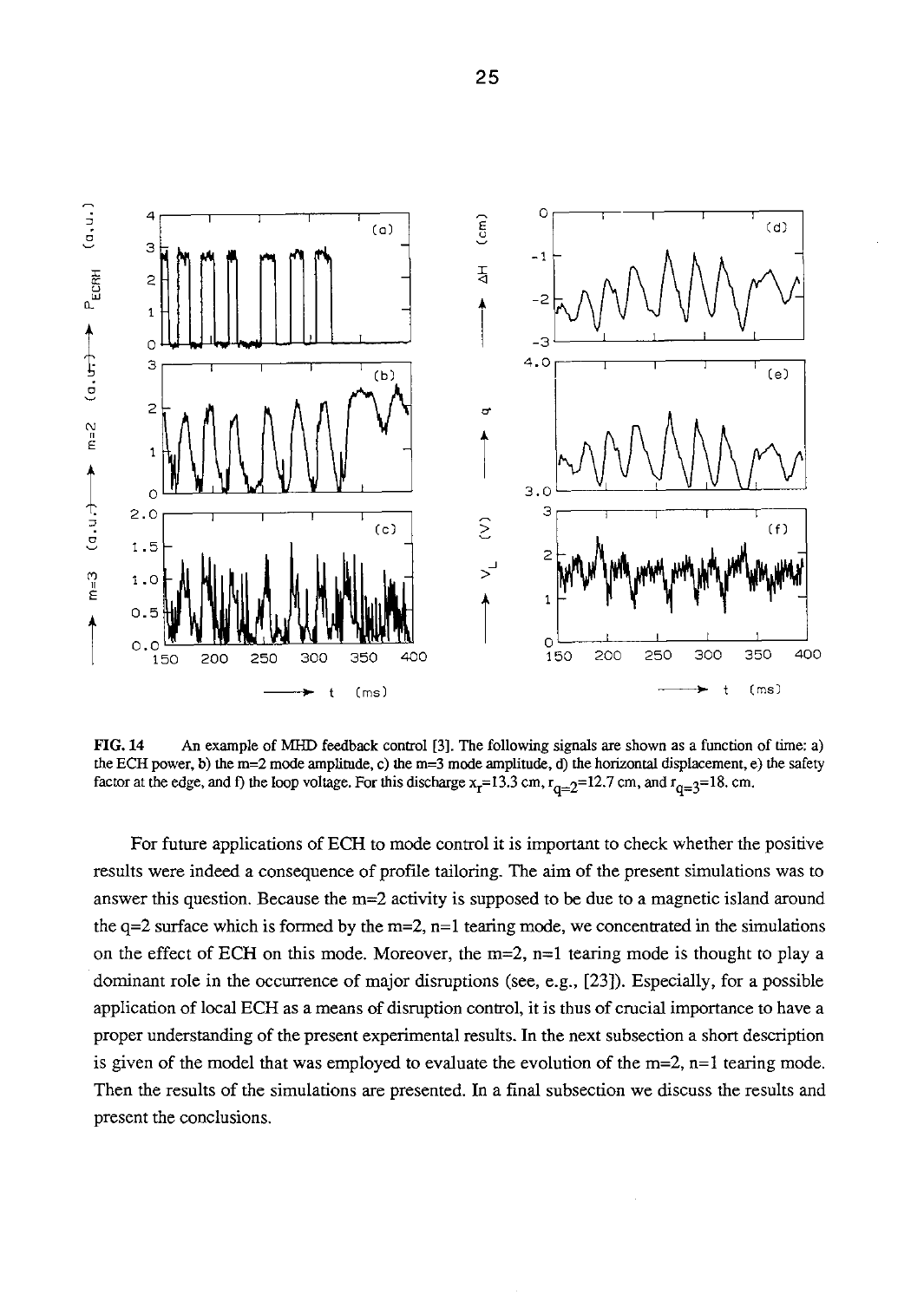**FIG. 14** An example of MHD feedback control [3]. The following signals are shown as a function of time: a) the ECH power, b) the m=2 mode amplitude, c) the m=3 mode amplitude, d) the horizontal displacement, e) the safety factor at the edge, and f) the loop voltage. For this discharge $x_r$=13.3 cm, $r_{q=2}$=12.7 cm, and $r_{q=3}$=18. cm.

For future applications of ECH to mode control it is important to check whether the positive results were indeed a consequence of profile tailoring. The aim of the present simulations was to answer this question. Because the m=2 activity is supposed to be due to a magnetic island around the q=2 surface which is formed by the m=2, n=1 tearing mode, we concentrated in the simulations on the effect of ECH on this mode. Moreover, the m=2, n=1 tearing mode is thought to play a dominant role in the occurrence of major disruptions (see, e.g., [23]). Especially, for a possible application of local ECH as a means of disruption control, it is thus of crucial importance to have a proper understanding of the present experimental results. In the next subsection a short description is given of the model that was employed to evaluate the evolution of the m=2, n=1 tearing mode. Then the results of the simulations are presented. In a final subsection we discuss the results and present the conclusions.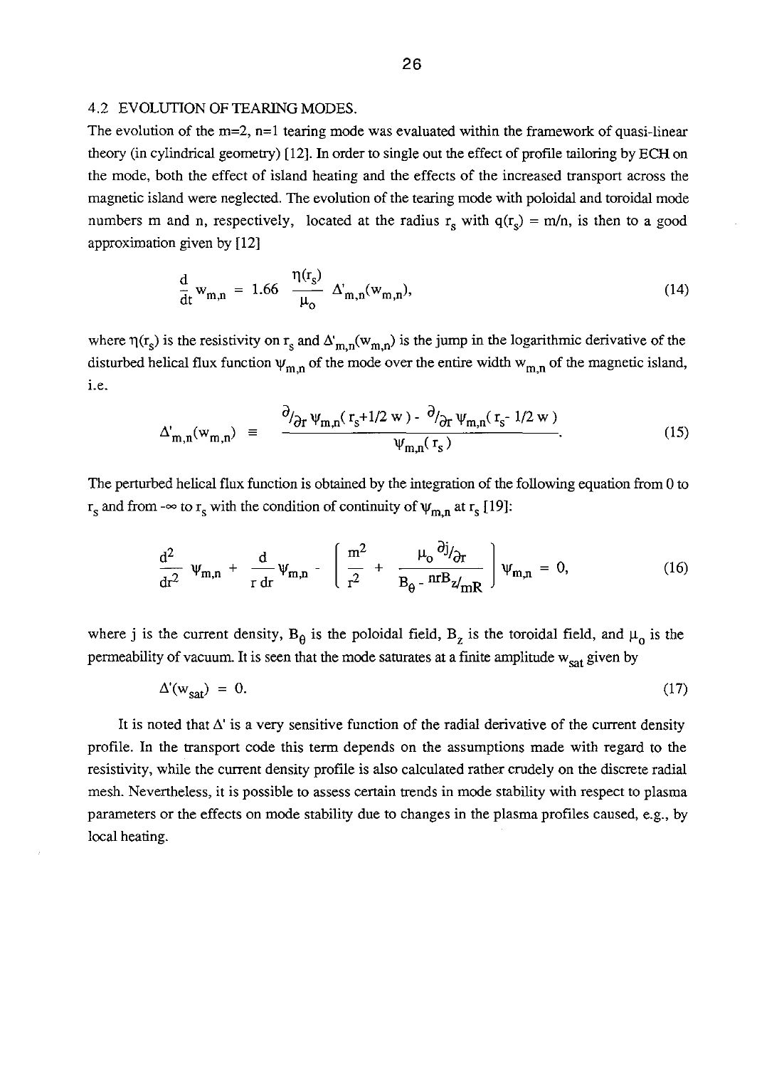## 4.2 EVOLUTION OF TEARING MODES.

The evolution of the m=2, n=1 tearing mode was evaluated within the framework of quasi-linear theory (in cylindrical geometry) [12]. In order to single out the effect of profile tailoring by ECH on the mode, both the effect of island heating and the effects of the increased transport across the magnetic island were neglected. The evolution of the tearing mode with poloidal and toroidal mode numbers m and n, respectively, located at the radius $r_s$ with $q(r_s) = m/n$, is then to a good approximation given by [12]

$$\frac{d}{dt} w_{m,n} = 1.66 \; \frac{\eta(r_s)}{\mu_o} \; \Delta'_{m,n}(w_{m,n}), \tag{14}$$

where $\eta(r_s)$ is the resistivity on $r_s$ and $\Delta'_{m,n}(w_{m,n})$ is the jump in the logarithmic derivative of the disturbed helical flux function $\psi_{m,n}$ of the mode over the entire width $w_{m,n}$ of the magnetic island, i.e.

$$\Delta'_{m,n}(w_{m,n}) \;\equiv\; \frac{\partial/_{\partial r}\,\psi_{m,n}(\,r_s+1/2\,w\,) - \partial/_{\partial r}\,\psi_{m,n}(\,r_s-1/2\,w\,)}{\psi_{m,n}(\,r_s\,)}. \tag{15}$$

The perturbed helical flux function is obtained by the integration of the following equation from 0 to $r_s$ and from $-\infty$ to $r_s$ with the condition of continuity of $\psi_{m,n}$ at $r_s$ [19]:

$$\frac{d^2}{dr^2}\,\psi_{m,n} + \frac{d}{r\,dr}\,\psi_{m,n} - \left[\frac{m^2}{r^2} + \frac{\mu_o\,\partial j/_{\partial r}}{B_\theta - nrB_z/_{mR}}\right]\psi_{m,n} = 0, \tag{16}$$

where j is the current density, $B_\theta$ is the poloidal field, $B_z$ is the toroidal field, and $\mu_o$ is the permeability of vacuum. It is seen that the mode saturates at a finite amplitude $w_{sat}$ given by

$$\Delta'(w_{sat}) = 0. \tag{17}$$

It is noted that $\Delta'$ is a very sensitive function of the radial derivative of the current density profile. In the transport code this term depends on the assumptions made with regard to the resistivity, while the current density profile is also calculated rather crudely on the discrete radial mesh. Nevertheless, it is possible to assess certain trends in mode stability with respect to plasma parameters or the effects on mode stability due to changes in the plasma profiles caused, e.g., by local heating.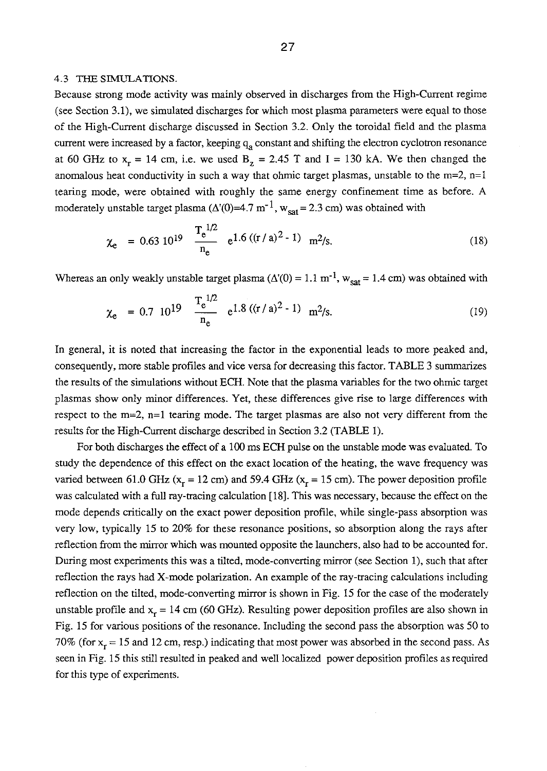### 4.3 THE SIMULATIONS.

Because strong mode activity was mainly observed in discharges from the High-Current regime (see Section 3.1), we simulated discharges for which most plasma parameters were equal to those of the High-Current discharge discussed in Section 3.2. Only the toroidal field and the plasma current were increased by a factor, keeping $q_a$ constant and shifting the electron cyclotron resonance at 60 GHz to $x_r$ = 14 cm, i.e. we used $B_z$ = 2.45 T and I = 130 kA. We then changed the anomalous heat conductivity in such a way that ohmic target plasmas, unstable to the m=2, n=1 tearing mode, were obtained with roughly the same energy confinement time as before. A moderately unstable target plasma ($\Delta'(0)$=4.7 $m^{-1}$, $w_{sat}$ = 2.3 cm) was obtained with

$$\chi_e = 0.63\ 10^{19}\ \frac{T_e^{1/2}}{n_e}\ e^{1.6\,((r/a)^2 - 1)}\ \ m^2/s. \tag{18}$$

Whereas an only weakly unstable target plasma ($\Delta'(0)$ = 1.1 $m^{-1}$, $w_{sat}$ = 1.4 cm) was obtained with

$$\chi_e = 0.7\ 10^{19}\ \frac{T_e^{1/2}}{n_e}\ e^{1.8\,((r/a)^2 - 1)}\ \ m^2/s. \tag{19}$$

In general, it is noted that increasing the factor in the exponential leads to more peaked and, consequently, more stable profiles and vice versa for decreasing this factor. TABLE 3 summarizes the results of the simulations without ECH. Note that the plasma variables for the two ohmic target plasmas show only minor differences. Yet, these differences give rise to large differences with respect to the m=2, n=1 tearing mode. The target plasmas are also not very different from the results for the High-Current discharge described in Section 3.2 (TABLE 1).

For both discharges the effect of a 100 ms ECH pulse on the unstable mode was evaluated. To study the dependence of this effect on the exact location of the heating, the wave frequency was varied between 61.0 GHz ($x_r$ = 12 cm) and 59.4 GHz ($x_r$ = 15 cm). The power deposition profile was calculated with a full ray-tracing calculation [18]. This was necessary, because the effect on the mode depends critically on the exact power deposition profile, while single-pass absorption was very low, typically 15 to 20% for these resonance positions, so absorption along the rays after reflection from the mirror which was mounted opposite the launchers, also had to be accounted for. During most experiments this was a tilted, mode-converting mirror (see Section 1), such that after reflection the rays had X-mode polarization. An example of the ray-tracing calculations including reflection on the tilted, mode-converting mirror is shown in Fig. 15 for the case of the moderately unstable profile and $x_r$ = 14 cm (60 GHz). Resulting power deposition profiles are also shown in Fig. 15 for various positions of the resonance. Including the second pass the absorption was 50 to 70% (for $x_r$ = 15 and 12 cm, resp.) indicating that most power was absorbed in the second pass. As seen in Fig. 15 this still resulted in peaked and well localized power deposition profiles as required for this type of experiments.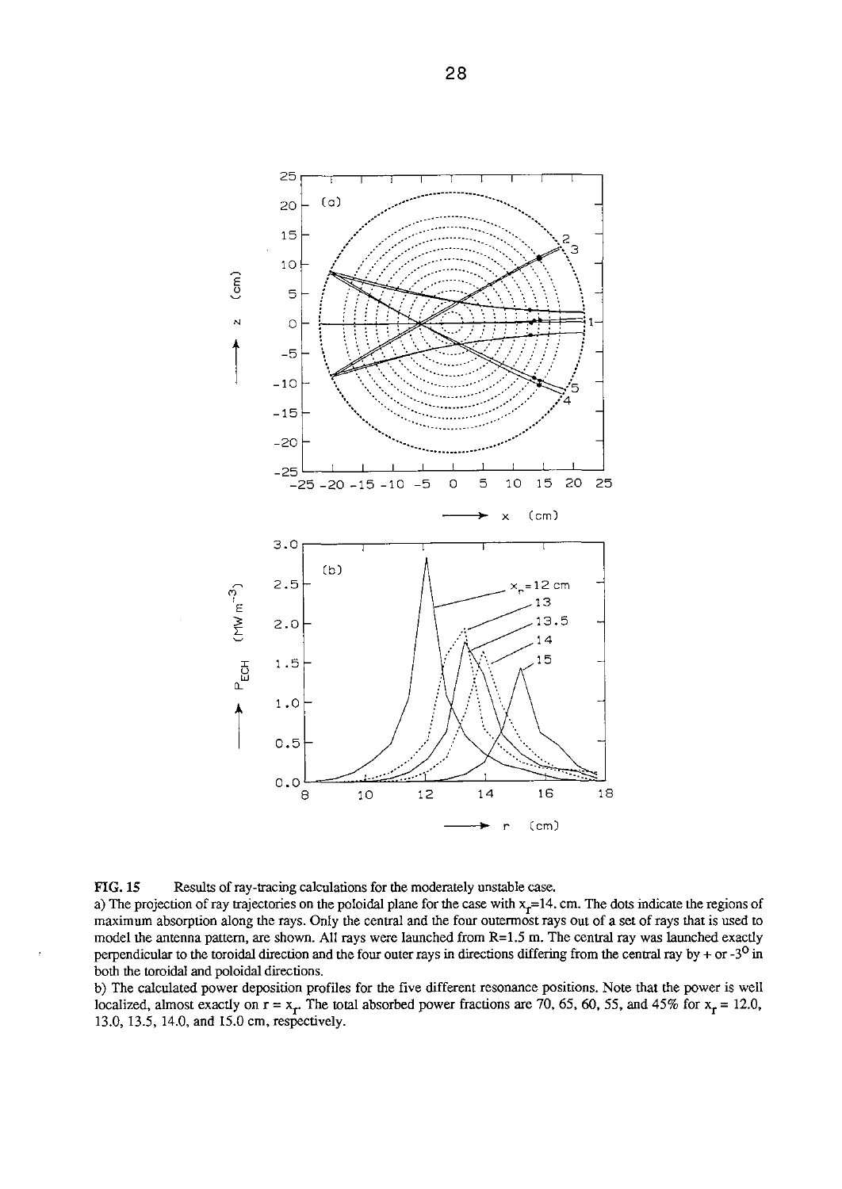**FIG. 15** Results of ray-tracing calculations for the moderately unstable case.

a) The projection of ray trajectories on the poloidal plane for the case with $x_r$=14. cm. The dots indicate the regions of maximum absorption along the rays. Only the central and the four outermost rays out of a set of rays that is used to model the antenna pattern, are shown. All rays were launched from R=1.5 m. The central ray was launched exactly perpendicular to the toroidal direction and the four outer rays in directions differing from the central ray by + or $-3^o$ in both the toroidal and poloidal directions.

b) The calculated power deposition profiles for the five different resonance positions. Note that the power is well localized, almost exactly on $r = x_r$. The total absorbed power fractions are 70, 65, 60, 55, and 45% for $x_r$ = 12.0, 13.0, 13.5, 14.0, and 15.0 cm, respectively.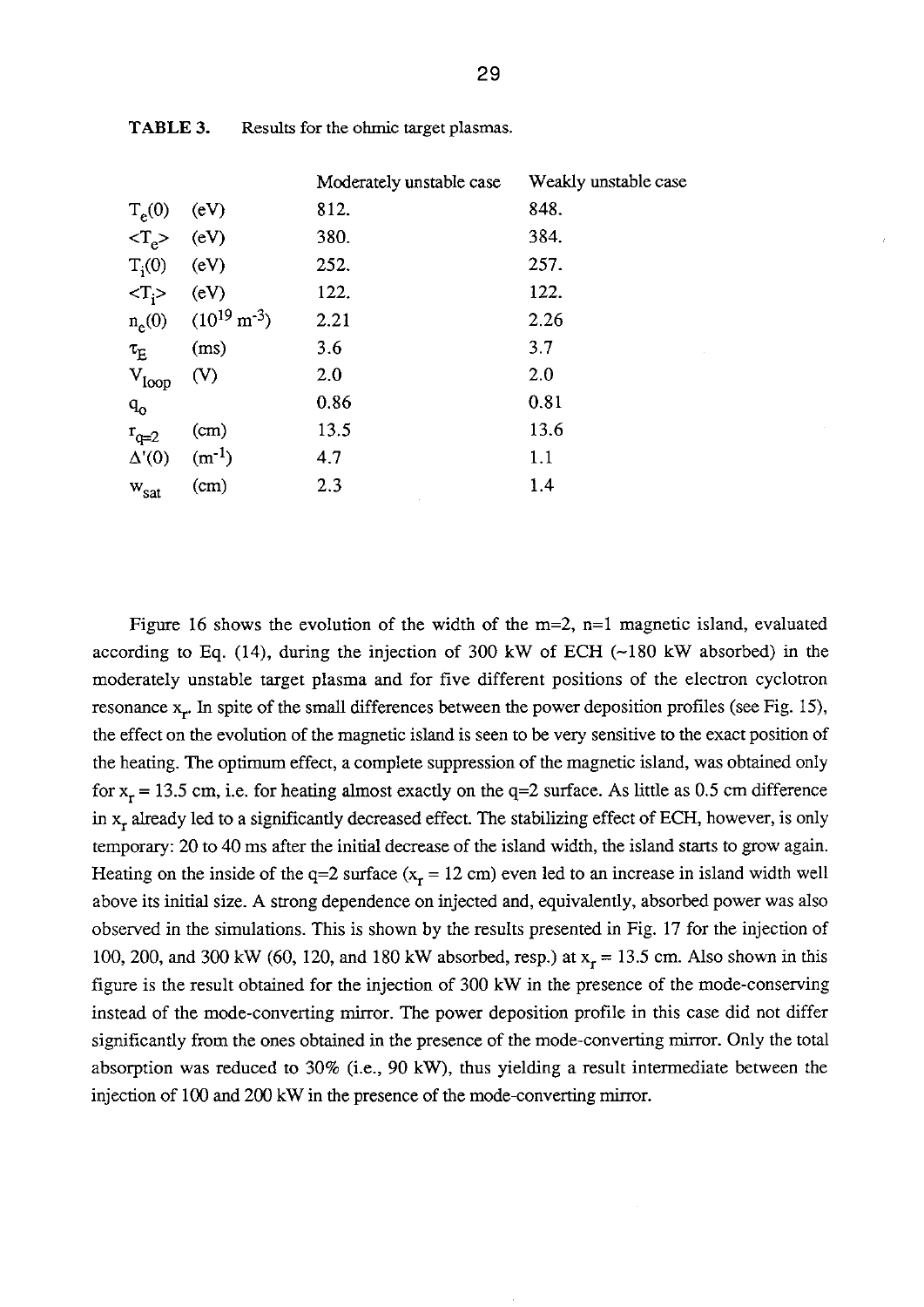**TABLE 3.** Results for the ohmic target plasmas.

| | | Moderately unstable case | Weakly unstable case |
|---|---|---|---|
| $T_e(0)$ | (eV) | 812. | 848. |
| $<T_e>$ | (eV) | 380. | 384. |
| $T_i(0)$ | (eV) | 252. | 257. |
| $<T_i>$ | (eV) | 122. | 122. |
| $n_e(0)$ | ($10^{19}$ m$^{-3}$) | 2.21 | 2.26 |
| $\tau_E$ | (ms) | 3.6 | 3.7 |
| $V_{loop}$ | (V) | 2.0 | 2.0 |
| $q_o$ | | 0.86 | 0.81 |
| $r_{q=2}$ | (cm) | 13.5 | 13.6 |
| $\Delta'(0)$ | (m$^{-1}$) | 4.7 | 1.1 |
| $w_{sat}$ | (cm) | 2.3 | 1.4 |

Figure 16 shows the evolution of the width of the m=2, n=1 magnetic island, evaluated according to Eq. (14), during the injection of 300 kW of ECH (~180 kW absorbed) in the moderately unstable target plasma and for five different positions of the electron cyclotron resonance $x_r$. In spite of the small differences between the power deposition profiles (see Fig. 15), the effect on the evolution of the magnetic island is seen to be very sensitive to the exact position of the heating. The optimum effect, a complete suppression of the magnetic island, was obtained only for $x_r$ = 13.5 cm, i.e. for heating almost exactly on the q=2 surface. As little as 0.5 cm difference in $x_r$ already led to a significantly decreased effect. The stabilizing effect of ECH, however, is only temporary: 20 to 40 ms after the initial decrease of the island width, the island starts to grow again. Heating on the inside of the q=2 surface ($x_r$ = 12 cm) even led to an increase in island width well above its initial size. A strong dependence on injected and, equivalently, absorbed power was also observed in the simulations. This is shown by the results presented in Fig. 17 for the injection of 100, 200, and 300 kW (60, 120, and 180 kW absorbed, resp.) at $x_r$ = 13.5 cm. Also shown in this figure is the result obtained for the injection of 300 kW in the presence of the mode-conserving instead of the mode-converting mirror. The power deposition profile in this case did not differ significantly from the ones obtained in the presence of the mode-converting mirror. Only the total absorption was reduced to 30% (i.e., 90 kW), thus yielding a result intermediate between the injection of 100 and 200 kW in the presence of the mode-converting mirror.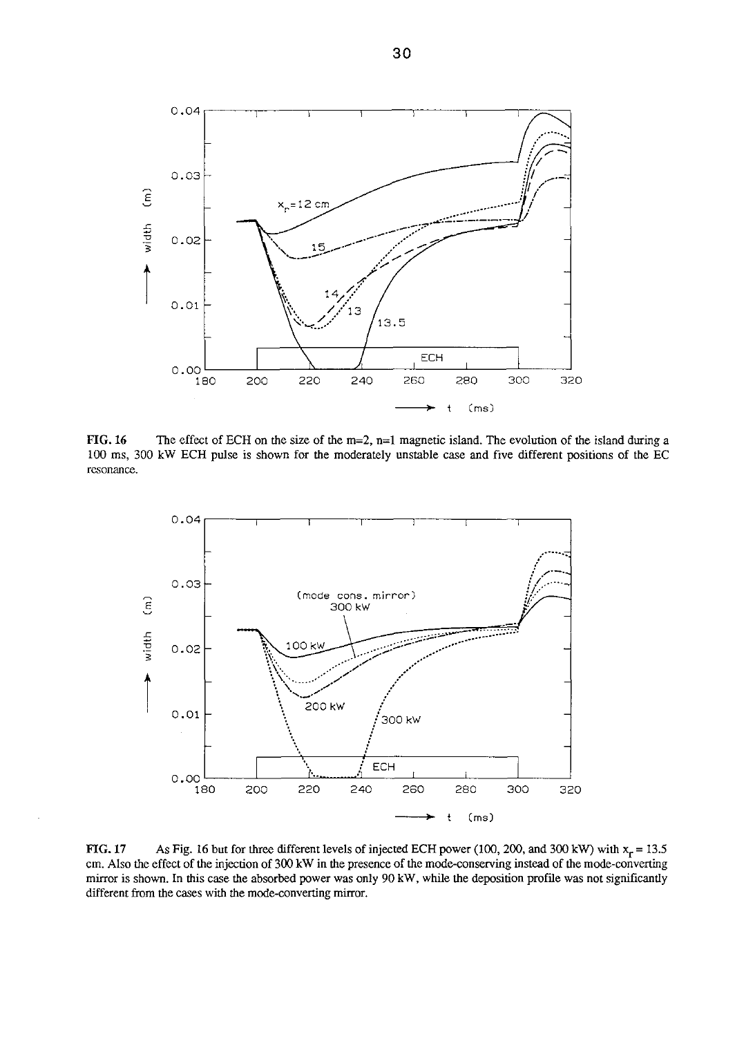FIG. 16 The effect of ECH on the size of the m=2, n=1 magnetic island. The evolution of the island during a 100 ms, 300 kW ECH pulse is shown for the moderately unstable case and five different positions of the EC resonance.

FIG. 17 As Fig. 16 but for three different levels of injected ECH power (100, 200, and 300 kW) with $x_r = 13.5$ cm. Also the effect of the injection of 300 kW in the presence of the mode-conserving instead of the mode-converting mirror is shown. In this case the absorbed power was only 90 kW, while the deposition profile was not significantly different from the cases with the mode-converting mirror.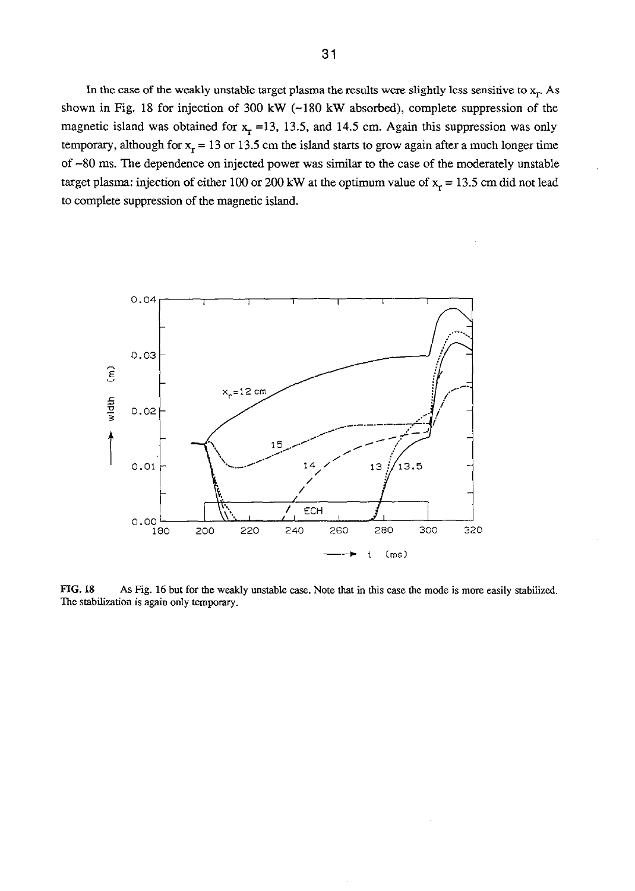In the case of the weakly unstable target plasma the results were slightly less sensitive to $x_r$. As shown in Fig. 18 for injection of 300 kW (~180 kW absorbed), complete suppression of the magnetic island was obtained for $x_r$ =13, 13.5, and 14.5 cm. Again this suppression was only temporary, although for $x_r$ = 13 or 13.5 cm the island starts to grow again after a much longer time of ~80 ms. The dependence on injected power was similar to the case of the moderately unstable target plasma: injection of either 100 or 200 kW at the optimum value of $x_r$ = 13.5 cm did not lead to complete suppression of the magnetic island.

**FIG. 18** As Fig. 16 but for the weakly unstable case. Note that in this case the mode is more easily stabilized. The stabilization is again only temporary.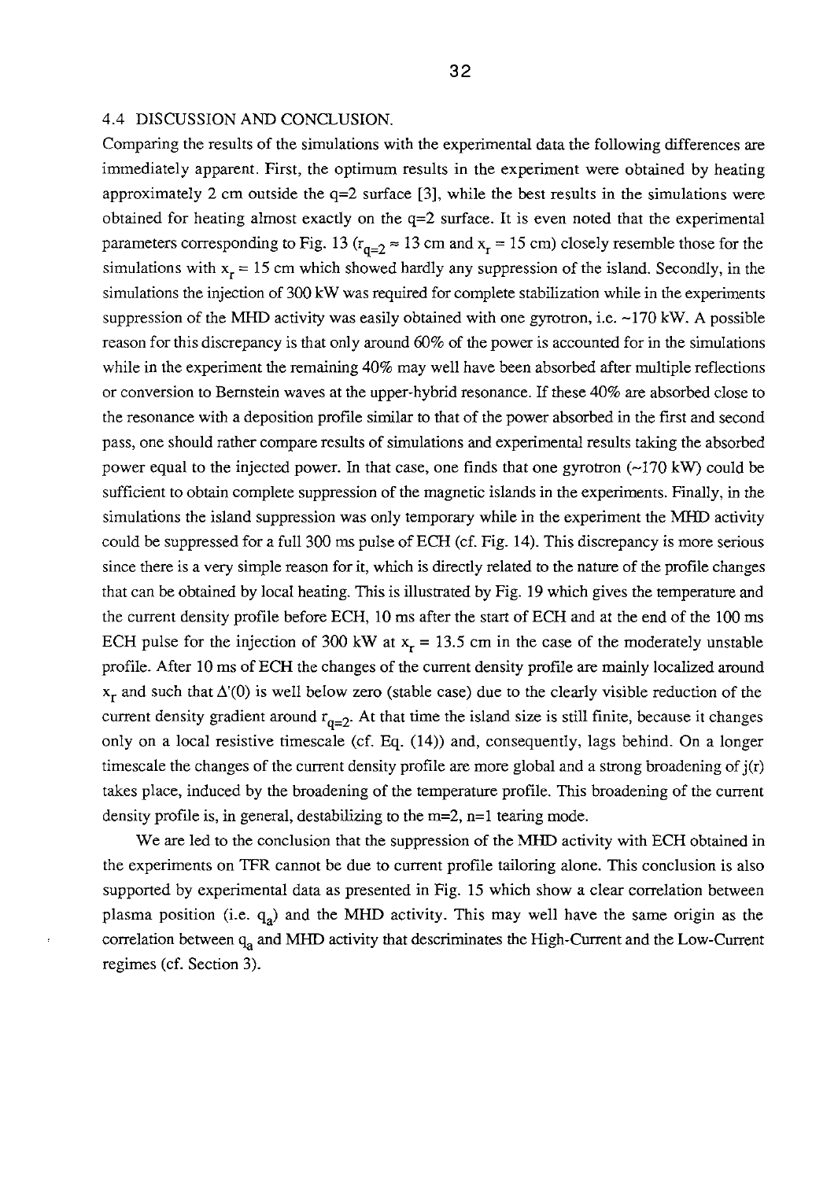### 4.4 DISCUSSION AND CONCLUSION.

Comparing the results of the simulations with the experimental data the following differences are immediately apparent. First, the optimum results in the experiment were obtained by heating approximately 2 cm outside the q=2 surface [3], while the best results in the simulations were obtained for heating almost exactly on the q=2 surface. It is even noted that the experimental parameters corresponding to Fig. 13 ($r_{q=2} \approx 13$ cm and $x_r = 15$ cm) closely resemble those for the simulations with $x_r = 15$ cm which showed hardly any suppression of the island. Secondly, in the simulations the injection of 300 kW was required for complete stabilization while in the experiments suppression of the MHD activity was easily obtained with one gyrotron, i.e. ~170 kW. A possible reason for this discrepancy is that only around 60% of the power is accounted for in the simulations while in the experiment the remaining 40% may well have been absorbed after multiple reflections or conversion to Bernstein waves at the upper-hybrid resonance. If these 40% are absorbed close to the resonance with a deposition profile similar to that of the power absorbed in the first and second pass, one should rather compare results of simulations and experimental results taking the absorbed power equal to the injected power. In that case, one finds that one gyrotron (~170 kW) could be sufficient to obtain complete suppression of the magnetic islands in the experiments. Finally, in the simulations the island suppression was only temporary while in the experiment the MHD activity could be suppressed for a full 300 ms pulse of ECH (cf. Fig. 14). This discrepancy is more serious since there is a very simple reason for it, which is directly related to the nature of the profile changes that can be obtained by local heating. This is illustrated by Fig. 19 which gives the temperature and the current density profile before ECH, 10 ms after the start of ECH and at the end of the 100 ms ECH pulse for the injection of 300 kW at $x_r = 13.5$ cm in the case of the moderately unstable profile. After 10 ms of ECH the changes of the current density profile are mainly localized around $x_r$ and such that $\Delta'(0)$ is well below zero (stable case) due to the clearly visible reduction of the current density gradient around $r_{q=2}$. At that time the island size is still finite, because it changes only on a local resistive timescale (cf. Eq. (14)) and, consequently, lags behind. On a longer timescale the changes of the current density profile are more global and a strong broadening of j(r) takes place, induced by the broadening of the temperature profile. This broadening of the current density profile is, in general, destabilizing to the m=2, n=1 tearing mode.

We are led to the conclusion that the suppression of the MHD activity with ECH obtained in the experiments on TFR cannot be due to current profile tailoring alone. This conclusion is also supported by experimental data as presented in Fig. 15 which show a clear correlation between plasma position (i.e. $q_a$) and the MHD activity. This may well have the same origin as the correlation between $q_a$ and MHD activity that descriminates the High-Current and the Low-Current regimes (cf. Section 3).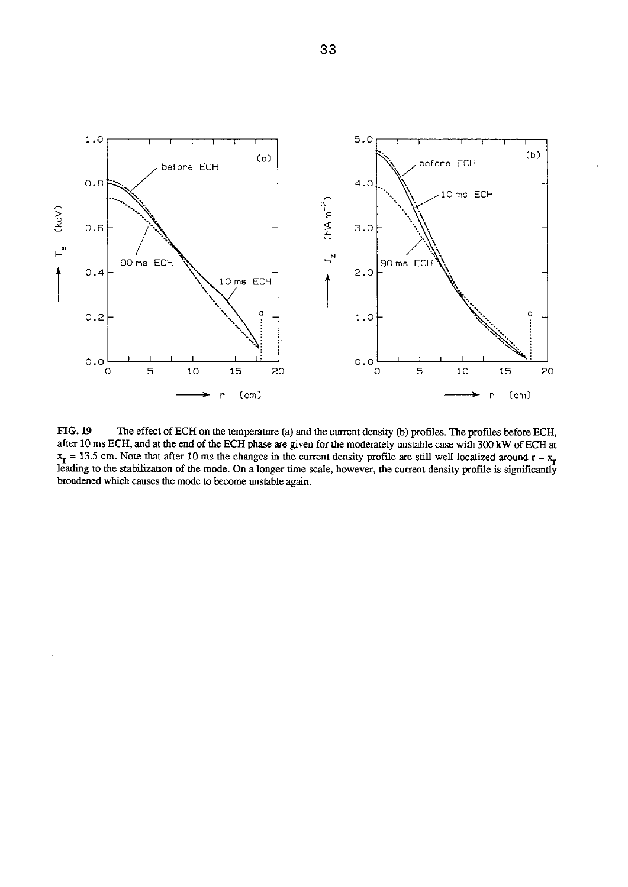**FIG. 19** The effect of ECH on the temperature (a) and the current density (b) profiles. The profiles before ECH, after 10 ms ECH, and at the end of the ECH phase are given for the moderately unstable case with 300 kW of ECH at $x_r$ = 13.5 cm. Note that after 10 ms the changes in the current density profile are still well localized around $r = x_r$ leading to the stabilization of the mode. On a longer time scale, however, the current density profile is significantly broadened which causes the mode to become unstable again.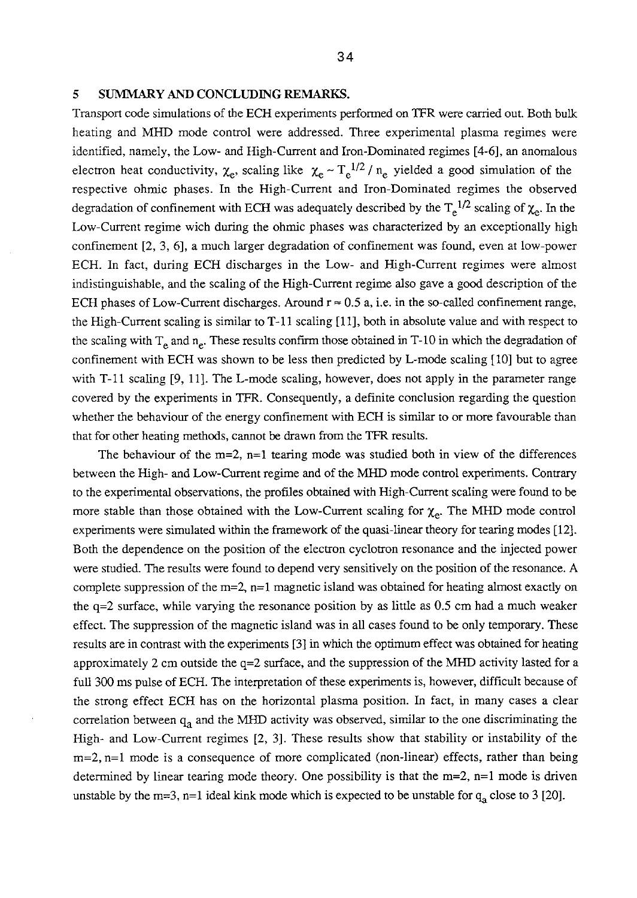## 5 SUMMARY AND CONCLUDING REMARKS.

Transport code simulations of the ECH experiments performed on TFR were carried out. Both bulk heating and MHD mode control were addressed. Three experimental plasma regimes were identified, namely, the Low- and High-Current and Iron-Dominated regimes [4-6], an anomalous electron heat conductivity, $\chi_e$, scaling like $\chi_e \sim T_e^{1/2} / n_e$ yielded a good simulation of the respective ohmic phases. In the High-Current and Iron-Dominated regimes the observed degradation of confinement with ECH was adequately described by the $T_e^{1/2}$ scaling of $\chi_e$. In the Low-Current regime wich during the ohmic phases was characterized by an exceptionally high confinement [2, 3, 6], a much larger degradation of confinement was found, even at low-power ECH. In fact, during ECH discharges in the Low- and High-Current regimes were almost indistinguishable, and the scaling of the High-Current regime also gave a good description of the ECH phases of Low-Current discharges. Around $r \approx 0.5$ a, i.e. in the so-called confinement range, the High-Current scaling is similar to T-11 scaling [11], both in absolute value and with respect to the scaling with $T_e$ and $n_e$. These results confirm those obtained in T-10 in which the degradation of confinement with ECH was shown to be less then predicted by L-mode scaling [10] but to agree with T-11 scaling [9, 11]. The L-mode scaling, however, does not apply in the parameter range covered by the experiments in TFR. Consequently, a definite conclusion regarding the question whether the behaviour of the energy confinement with ECH is similar to or more favourable than that for other heating methods, cannot be drawn from the TFR results.

The behaviour of the m=2, n=1 tearing mode was studied both in view of the differences between the High- and Low-Current regime and of the MHD mode control experiments. Contrary to the experimental observations, the profiles obtained with High-Current scaling were found to be more stable than those obtained with the Low-Current scaling for $\chi_e$. The MHD mode control experiments were simulated within the framework of the quasi-linear theory for tearing modes [12]. Both the dependence on the position of the electron cyclotron resonance and the injected power were studied. The results were found to depend very sensitively on the position of the resonance. A complete suppression of the m=2, n=1 magnetic island was obtained for heating almost exactly on the q=2 surface, while varying the resonance position by as little as 0.5 cm had a much weaker effect. The suppression of the magnetic island was in all cases found to be only temporary. These results are in contrast with the experiments [3] in which the optimum effect was obtained for heating approximately 2 cm outside the q=2 surface, and the suppression of the MHD activity lasted for a full 300 ms pulse of ECH. The interpretation of these experiments is, however, difficult because of the strong effect ECH has on the horizontal plasma position. In fact, in many cases a clear correlation between $q_a$ and the MHD activity was observed, similar to the one discriminating the High- and Low-Current regimes [2, 3]. These results show that stability or instability of the m=2, n=1 mode is a consequence of more complicated (non-linear) effects, rather than being determined by linear tearing mode theory. One possibility is that the m=2, n=1 mode is driven unstable by the m=3, n=1 ideal kink mode which is expected to be unstable for $q_a$ close to 3 [20].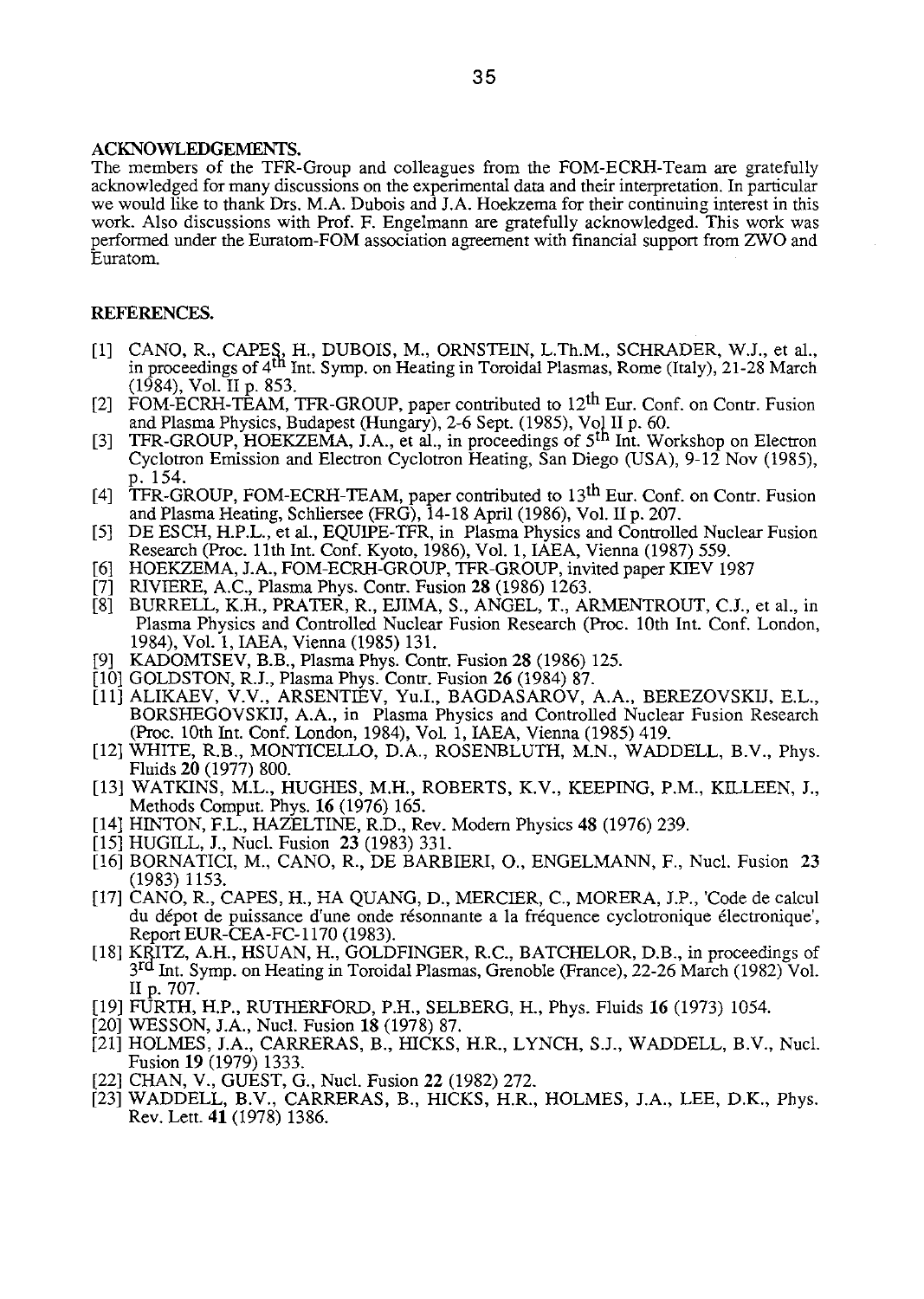## ACKNOWLEDGEMENTS.

The members of the TFR-Group and colleagues from the FOM-ECRH-Team are gratefully acknowledged for many discussions on the experimental data and their interpretation. In particular we would like to thank Drs. M.A. Dubois and J.A. Hoekzema for their continuing interest in this work. Also discussions with Prof. F. Engelmann are gratefully acknowledged. This work was performed under the Euratom-FOM association agreement with financial support from ZWO and Euratom.

## REFERENCES.

[1] CANO, R., CAPES, H., DUBOIS, M., ORNSTEIN, L.Th.M., SCHRADER, W.J., et al., in proceedings of 4$^{th}$ Int. Symp. on Heating in Toroidal Plasmas, Rome (Italy), 21-28 March (1984), Vol. II p. 853.

[2] FOM-ECRH-TEAM, TFR-GROUP, paper contributed to 12$^{th}$ Eur. Conf. on Contr. Fusion and Plasma Physics, Budapest (Hungary), 2-6 Sept. (1985), Vol II p. 60.

[3] TFR-GROUP, HOEKZEMA, J.A., et al., in proceedings of 5$^{th}$ Int. Workshop on Electron Cyclotron Emission and Electron Cyclotron Heating, San Diego (USA), 9-12 Nov (1985), p. 154.

[4] TFR-GROUP, FOM-ECRH-TEAM, paper contributed to 13$^{th}$ Eur. Conf. on Contr. Fusion and Plasma Heating, Schliersee (FRG), 14-18 April (1986), Vol. II p. 207.

[5] DE ESCH, H.P.L., et al., EQUIPE-TFR, in Plasma Physics and Controlled Nuclear Fusion Research (Proc. 11th Int. Conf. Kyoto, 1986), Vol. 1, IAEA, Vienna (1987) 559.

[6] HOEKZEMA, J.A., FOM-ECRH-GROUP, TFR-GROUP, invited paper KIEV 1987

[7] RIVIERE, A.C., Plasma Phys. Contr. Fusion **28** (1986) 1263.

[8] BURRELL, K.H., PRATER, R., EJIMA, S., ANGEL, T., ARMENTROUT, C.J., et al., in Plasma Physics and Controlled Nuclear Fusion Research (Proc. 10th Int. Conf. London, 1984), Vol. 1, IAEA, Vienna (1985) 131.

[9] KADOMTSEV, B.B., Plasma Phys. Contr. Fusion **28** (1986) 125.

[10] GOLDSTON, R.J., Plasma Phys. Contr. Fusion **26** (1984) 87.

[11] ALIKAEV, V.V., ARSENTIEV, Yu.I., BAGDASAROV, A.A., BEREZOVSKIJ, E.L., BORSHEGOVSKIJ, A.A., in Plasma Physics and Controlled Nuclear Fusion Research (Proc. 10th Int. Conf. London, 1984), Vol. 1, IAEA, Vienna (1985) 419.

[12] WHITE, R.B., MONTICELLO, D.A., ROSENBLUTH, M.N., WADDELL, B.V., Phys. Fluids **20** (1977) 800.

[13] WATKINS, M.L., HUGHES, M.H., ROBERTS, K.V., KEEPING, P.M., KILLEEN, J., Methods Comput. Phys. **16** (1976) 165.

[14] HINTON, F.L., HAZELTINE, R.D., Rev. Modern Physics **48** (1976) 239.

[15] HUGILL, J., Nucl. Fusion **23** (1983) 331.

[16] BORNATICI, M., CANO, R., DE BARBIERI, O., ENGELMANN, F., Nucl. Fusion **23** (1983) 1153.

[17] CANO, R., CAPES, H., HA QUANG, D., MERCIER, C., MORERA, J.P., 'Code de calcul du dépot de puissance d'une onde résonnante a la fréquence cyclotronique électronique', Report EUR-CEA-FC-1170 (1983).

[18] KRITZ, A.H., HSUAN, H., GOLDFINGER, R.C., BATCHELOR, D.B., in proceedings of 3$^{rd}$ Int. Symp. on Heating in Toroidal Plasmas, Grenoble (France), 22-26 March (1982) Vol. II p. 707.

[19] FURTH, H.P., RUTHERFORD, P.H., SELBERG, H., Phys. Fluids **16** (1973) 1054.

[20] WESSON, J.A., Nucl. Fusion **18** (1978) 87.

[21] HOLMES, J.A., CARRERAS, B., HICKS, H.R., LYNCH, S.J., WADDELL, B.V., Nucl. Fusion **19** (1979) 1333.

[22] CHAN, V., GUEST, G., Nucl. Fusion **22** (1982) 272.

[23] WADDELL, B.V., CARRERAS, B., HICKS, H.R., HOLMES, J.A., LEE, D.K., Phys. Rev. Lett. **41** (1978) 1386.